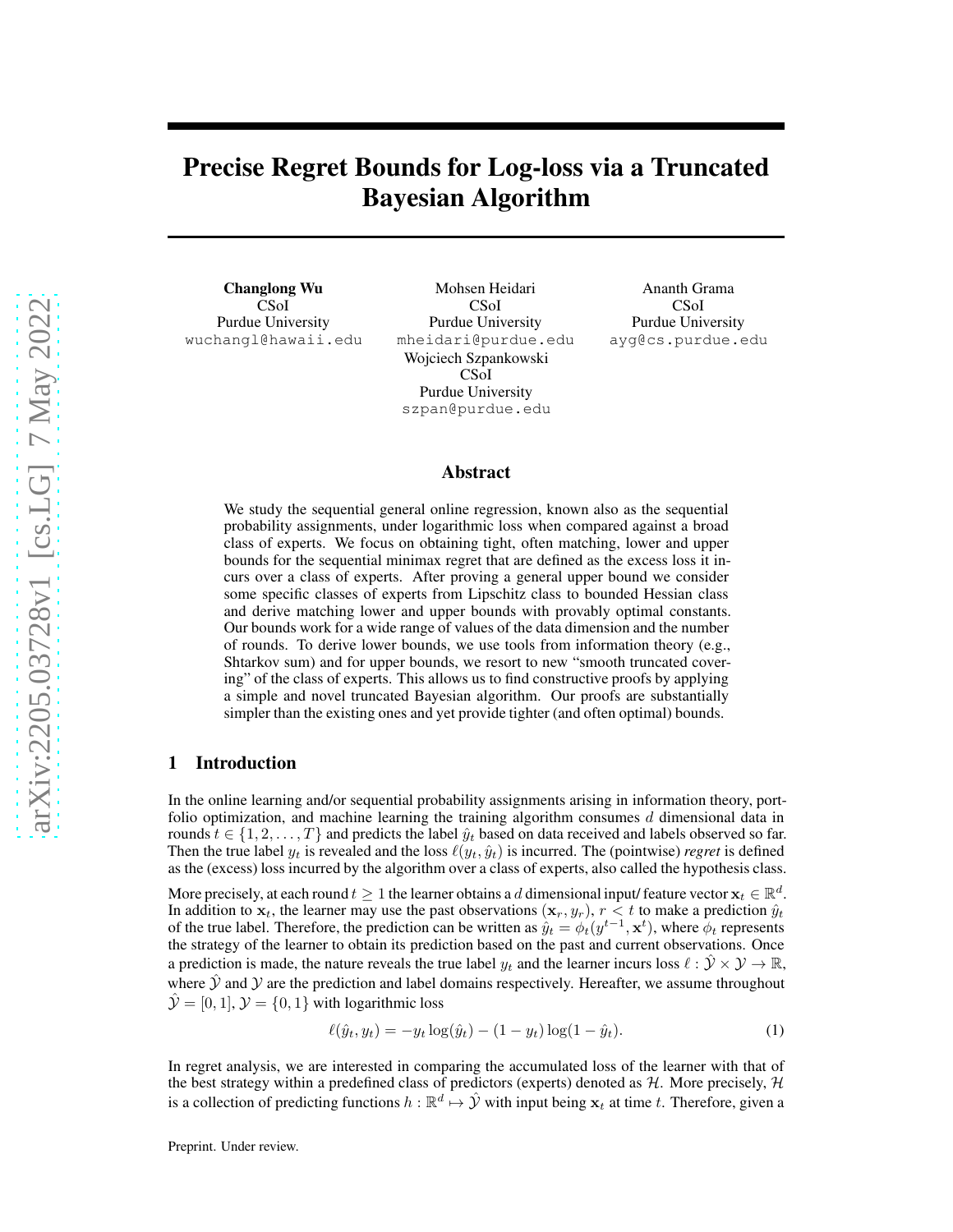# Precise Regret Bounds for Log-loss via a Truncated Bayesian Algorithm

**Changlong Wu**
CSoI
Purdue University
wuchangl@hawaii.edu

Mohsen Heidari
CSoI
Purdue University
mheidari@purdue.edu

Ananth Grama
CSoI
Purdue University
ayg@cs.purdue.edu

Wojciech Szpankowski
CSoI
Purdue University
szpan@purdue.edu

## Abstract

We study the sequential general online regression, known also as the sequential probability assignments, under logarithmic loss when compared against a broad class of experts. We focus on obtaining tight, often matching, lower and upper bounds for the sequential minimax regret that are defined as the excess loss it incurs over a class of experts. After proving a general upper bound we consider some specific classes of experts from Lipschitz class to bounded Hessian class and derive matching lower and upper bounds with provably optimal constants. Our bounds work for a wide range of values of the data dimension and the number of rounds. To derive lower bounds, we use tools from information theory (e.g., Shtarkov sum) and for upper bounds, we resort to new "smooth truncated covering" of the class of experts. This allows us to find constructive proofs by applying a simple and novel truncated Bayesian algorithm. Our proofs are substantially simpler than the existing ones and yet provide tighter (and often optimal) bounds.

## 1 Introduction

In the online learning and/or sequential probability assignments arising in information theory, portfolio optimization, and machine learning the training algorithm consumes $d$ dimensional data in rounds $t \in \{1, 2, \ldots, T\}$ and predicts the label $\hat{y}_t$ based on data received and labels observed so far. Then the true label $y_t$ is revealed and the loss $\ell(y_t, \hat{y}_t)$ is incurred. The (pointwise) *regret* is defined as the (excess) loss incurred by the algorithm over a class of experts, also called the hypothesis class.

More precisely, at each round $t \geq 1$ the learner obtains a $d$ dimensional input/ feature vector $\mathbf{x}_t \in \mathbb{R}^d$. In addition to $\mathbf{x}_t$, the learner may use the past observations $(\mathbf{x}_r, y_r)$, $r < t$ to make a prediction $\hat{y}_t$ of the true label. Therefore, the prediction can be written as $\hat{y}_t = \phi_t(y^{t-1}, \mathbf{x}^t)$, where $\phi_t$ represents the strategy of the learner to obtain its prediction based on the past and current observations. Once a prediction is made, the nature reveals the true label $y_t$ and the learner incurs loss $\ell : \hat{\mathcal{Y}} \times \mathcal{Y} \to \mathbb{R}$, where $\hat{\mathcal{Y}}$ and $\mathcal{Y}$ are the prediction and label domains respectively. Hereafter, we assume throughout $\hat{\mathcal{Y}} = [0, 1]$, $\mathcal{Y} = \{0, 1\}$ with logarithmic loss

$$\ell(\hat{y}_t, y_t) = -y_t \log(\hat{y}_t) - (1 - y_t) \log(1 - \hat{y}_t). \tag{1}$$

In regret analysis, we are interested in comparing the accumulated loss of the learner with that of the best strategy within a predefined class of predictors (experts) denoted as $\mathcal{H}$. More precisely, $\mathcal{H}$ is a collection of predicting functions $h : \mathbb{R}^d \mapsto \hat{\mathcal{Y}}$ with input being $\mathbf{x}_t$ at time $t$. Therefore, given a

Preprint. Under review.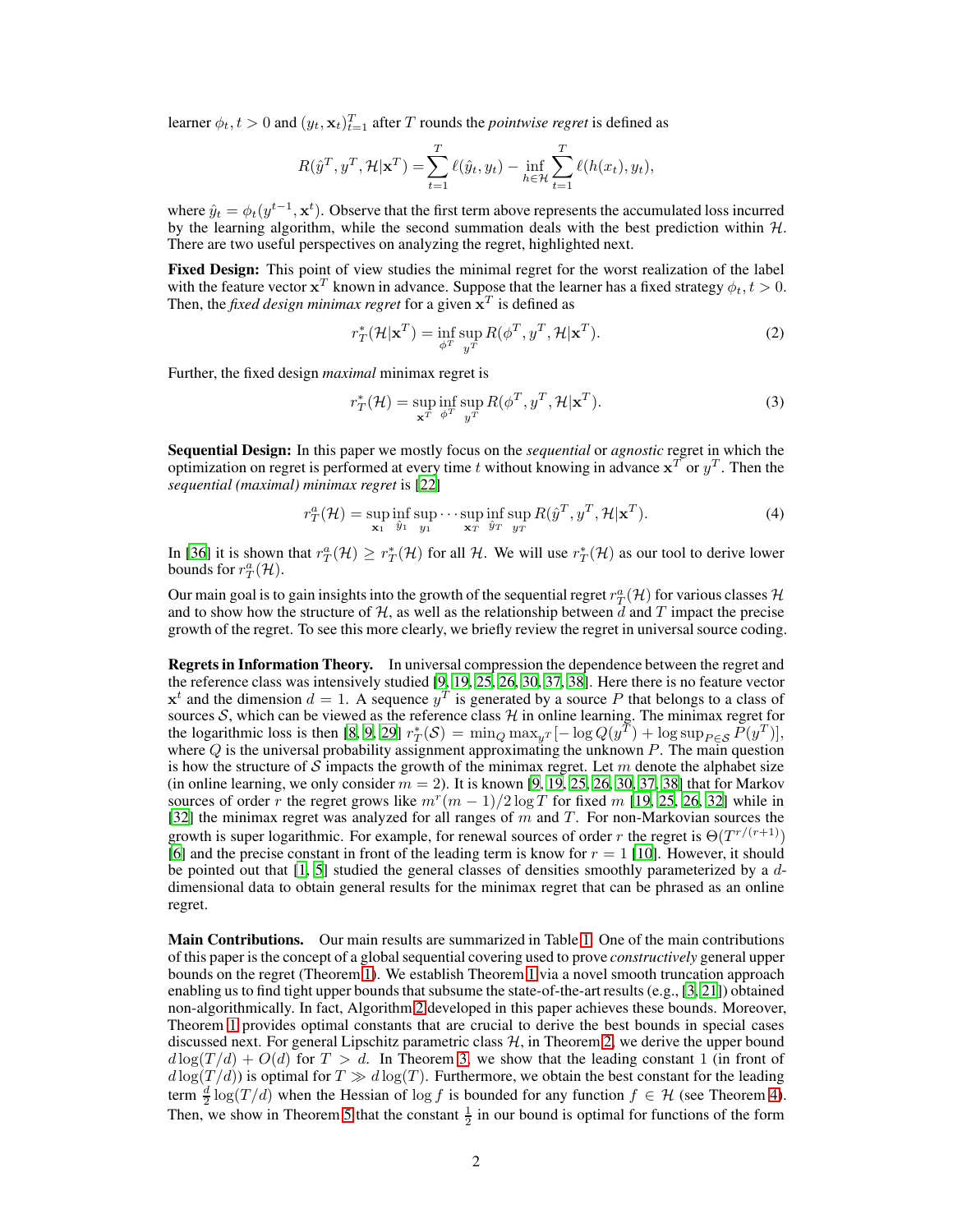learner $\phi_t, t > 0$ and $(y_t, \mathbf{x}_t)_{t=1}^T$ after $T$ rounds the *pointwise regret* is defined as

$$R(\hat{y}^T, y^T, \mathcal{H}|\mathbf{x}^T) = \sum_{t=1}^{T} \ell(\hat{y}_t, y_t) - \inf_{h \in \mathcal{H}} \sum_{t=1}^{T} \ell(h(x_t), y_t),$$

where $\hat{y}_t = \phi_t(y^{t-1}, \mathbf{x}^t)$. Observe that the first term above represents the accumulated loss incurred by the learning algorithm, while the second summation deals with the best prediction within $\mathcal{H}$. There are two useful perspectives on analyzing the regret, highlighted next.

**Fixed Design:** This point of view studies the minimal regret for the worst realization of the label with the feature vector $\mathbf{x}^T$ known in advance. Suppose that the learner has a fixed strategy $\phi_t, t > 0$. Then, the *fixed design minimax regret* for a given $\mathbf{x}^T$ is defined as

$$r_T^*(\mathcal{H}|\mathbf{x}^T) = \inf_{\phi^T} \sup_{y^T} R(\phi^T, y^T, \mathcal{H}|\mathbf{x}^T). \tag{2}$$

Further, the fixed design *maximal* minimax regret is

$$r_T^*(\mathcal{H}) = \sup_{\mathbf{x}^T} \inf_{\phi^T} \sup_{y^T} R(\phi^T, y^T, \mathcal{H}|\mathbf{x}^T). \tag{3}$$

**Sequential Design:** In this paper we mostly focus on the *sequential* or *agnostic* regret in which the optimization on regret is performed at every time $t$ without knowing in advance $\mathbf{x}^T$ or $y^T$. Then the *sequential (maximal) minimax regret* is [22]

$$r_T^a(\mathcal{H}) = \sup_{\mathbf{x}_1} \inf_{\hat{y}_1} \sup_{y_1} \cdots \sup_{\mathbf{x}_T} \inf_{\hat{y}_T} \sup_{y_T} R(\hat{y}^T, y^T, \mathcal{H}|\mathbf{x}^T). \tag{4}$$

In [36] it is shown that $r_T^a(\mathcal{H}) \geq r_T^*(\mathcal{H})$ for all $\mathcal{H}$. We will use $r_T^*(\mathcal{H})$ as our tool to derive lower bounds for $r_T^a(\mathcal{H})$.

Our main goal is to gain insights into the growth of the sequential regret $r_T^a(\mathcal{H})$ for various classes $\mathcal{H}$ and to show how the structure of $\mathcal{H}$, as well as the relationship between $d$ and $T$ impact the precise growth of the regret. To see this more clearly, we briefly review the regret in universal source coding.

**Regrets in Information Theory.** In universal compression the dependence between the regret and the reference class was intensively studied [9, 19, 25, 26, 30, 37, 38]. Here there is no feature vector $\mathbf{x}^t$ and the dimension $d = 1$. A sequence $y^T$ is generated by a source $P$ that belongs to a class of sources $\mathcal{S}$, which can be viewed as the reference class $\mathcal{H}$ in online learning. The minimax regret for the logarithmic loss is then [8, 9, 29] $r_T^*(\mathcal{S}) = \min_Q \max_{y^T}[-\log Q(y^T) + \log \sup_{P \in \mathcal{S}} P(y^T)]$, where $Q$ is the universal probability assignment approximating the unknown $P$. The main question is how the structure of $\mathcal{S}$ impacts the growth of the minimax regret. Let $m$ denote the alphabet size (in online learning, we only consider $m = 2$). It is known [9, 19, 25, 26, 30, 37, 38] that for Markov sources of order $r$ the regret grows like $m^r(m-1)/2 \log T$ for fixed $m$ [19, 25, 26, 32] while in [32] the minimax regret was analyzed for all ranges of $m$ and $T$. For non-Markovian sources the growth is super logarithmic. For example, for renewal sources of order $r$ the regret is $\Theta(T^{r/(r+1)})$ [6] and the precise constant in front of the leading term is know for $r = 1$ [10]. However, it should be pointed out that [1, 5] studied the general classes of densities smoothly parameterized by a $d$-dimensional data to obtain general results for the minimax regret that can be phrased as an online regret.

**Main Contributions.** Our main results are summarized in Table 1. One of the main contributions of this paper is the concept of a global sequential covering used to prove *constructively* general upper bounds on the regret (Theorem 1). We establish Theorem 1 via a novel smooth truncation approach enabling us to find tight upper bounds that subsume the state-of-the-art results (e.g., [3, 21]) obtained non-algorithmically. In fact, Algorithm 2 developed in this paper achieves these bounds. Moreover, Theorem 1 provides optimal constants that are crucial to derive the best bounds in special cases discussed next. For general Lipschitz parametric class $\mathcal{H}$, in Theorem 2, we derive the upper bound $d \log(T/d) + O(d)$ for $T > d$. In Theorem 3, we show that the leading constant 1 (in front of $d \log(T/d)$) is optimal for $T \gg d \log(T)$. Furthermore, we obtain the best constant for the leading term $\frac{d}{2} \log(T/d)$ when the Hessian of $\log f$ is bounded for any function $f \in \mathcal{H}$ (see Theorem 4). Then, we show in Theorem 5 that the constant $\frac{1}{2}$ in our bound is optimal for functions of the form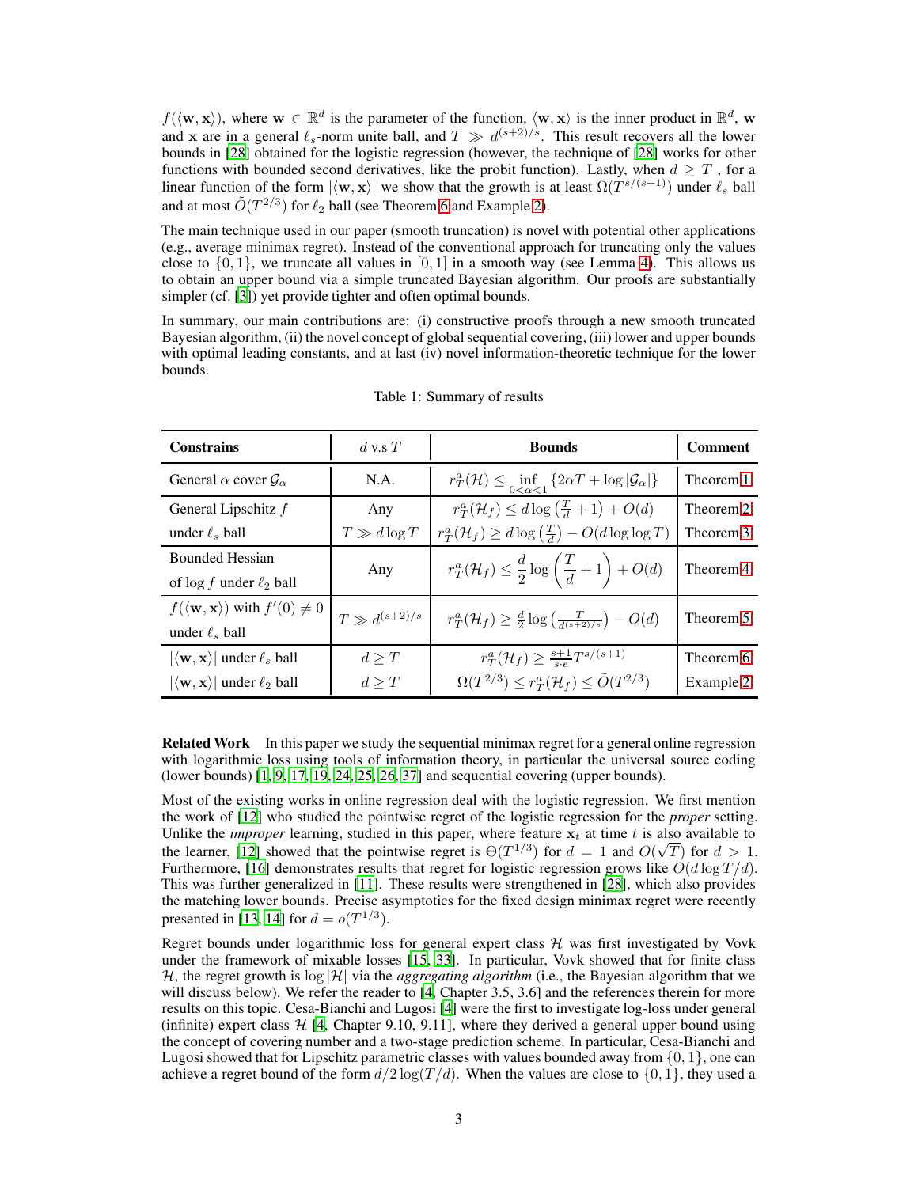$f(\langle \mathbf{w}, \mathbf{x} \rangle)$, where $\mathbf{w} \in \mathbb{R}^d$ is the parameter of the function, $\langle \mathbf{w}, \mathbf{x} \rangle$ is the inner product in $\mathbb{R}^d$, $\mathbf{w}$ and $\mathbf{x}$ are in a general $\ell_s$-norm unite ball, and $T \gg d^{(s+2)/s}$. This result recovers all the lower bounds in [28] obtained for the logistic regression (however, the technique of [28] works for other functions with bounded second derivatives, like the probit function). Lastly, when $d \geq T$ , for a linear function of the form $|\langle \mathbf{w}, \mathbf{x} \rangle|$ we show that the growth is at least $\Omega(T^{s/(s+1)})$ under $\ell_s$ ball and at most $\tilde{O}(T^{2/3})$ for $\ell_2$ ball (see Theorem 6 and Example 2).

The main technique used in our paper (smooth truncation) is novel with potential other applications (e.g., average minimax regret). Instead of the conventional approach for truncating only the values close to $\{0, 1\}$, we truncate all values in $[0, 1]$ in a smooth way (see Lemma 4). This allows us to obtain an upper bound via a simple truncated Bayesian algorithm. Our proofs are substantially simpler (cf. [3]) yet provide tighter and often optimal bounds.

In summary, our main contributions are: (i) constructive proofs through a new smooth truncated Bayesian algorithm, (ii) the novel concept of global sequential covering, (iii) lower and upper bounds with optimal leading constants, and at last (iv) novel information-theoretic technique for the lower bounds.

Table 1: Summary of results

| **Constrains** | $d$ v.s $T$ | **Bounds** | **Comment** |
|---|---|---|---|
| General $\alpha$ cover $\mathcal{G}_\alpha$ | N.A. | $r_T^a(\mathcal{H}) \leq \inf_{0<\alpha<1} \{2\alpha T + \log \lvert\mathcal{G}_\alpha\rvert\}$ | Theorem 1 |
| General Lipschitz $f$ | Any | $r_T^a(\mathcal{H}_f) \leq d \log\left(\frac{T}{d} + 1\right) + O(d)$ | Theorem 2 |
| under $\ell_s$ ball | $T \gg d \log T$ | $r_T^a(\mathcal{H}_f) \geq d \log\left(\frac{T}{d}\right) - O(d \log \log T)$ | Theorem 3 |
| Bounded Hessian of $\log f$ under $\ell_2$ ball | Any | $r_T^a(\mathcal{H}_f) \leq \frac{d}{2} \log\left(\frac{T}{d} + 1\right) + O(d)$ | Theorem 4 |
| $f(\langle \mathbf{w}, \mathbf{x} \rangle)$ with $f'(0) \neq 0$ under $\ell_s$ ball | $T \gg d^{(s+2)/s}$ | $r_T^a(\mathcal{H}_f) \geq \frac{d}{2} \log\left(\frac{T}{d^{(s+2)/s}}\right) - O(d)$ | Theorem 5 |
| $\lvert\langle \mathbf{w}, \mathbf{x} \rangle\rvert$ under $\ell_s$ ball | $d \geq T$ | $r_T^a(\mathcal{H}_f) \geq \frac{s+1}{s \cdot e} T^{s/(s+1)}$ | Theorem 6 |
| $\lvert\langle \mathbf{w}, \mathbf{x} \rangle\rvert$ under $\ell_2$ ball | $d \geq T$ | $\Omega(T^{2/3}) \leq r_T^a(\mathcal{H}_f) \leq \tilde{O}(T^{2/3})$ | Example 2 |

**Related Work** In this paper we study the sequential minimax regret for a general online regression with logarithmic loss using tools of information theory, in particular the universal source coding (lower bounds) [1, 9, 17, 19, 24, 25, 26, 37] and sequential covering (upper bounds).

Most of the existing works in online regression deal with the logistic regression. We first mention the work of [12] who studied the pointwise regret of the logistic regression for the *proper* setting. Unlike the *improper* learning, studied in this paper, where feature $\mathbf{x}_t$ at time $t$ is also available to the learner, [12] showed that the pointwise regret is $\Theta(T^{1/3})$ for $d = 1$ and $O(\sqrt{T})$ for $d > 1$. Furthermore, [16] demonstrates results that regret for logistic regression grows like $O(d \log T/d)$. This was further generalized in [11]. These results were strengthened in [28], which also provides the matching lower bounds. Precise asymptotics for the fixed design minimax regret were recently presented in [13, 14] for $d = o(T^{1/3})$.

Regret bounds under logarithmic loss for general expert class $\mathcal{H}$ was first investigated by Vovk under the framework of mixable losses [15, 33]. In particular, Vovk showed that for finite class $\mathcal{H}$, the regret growth is $\log |\mathcal{H}|$ via the *aggregating algorithm* (i.e., the Bayesian algorithm that we will discuss below). We refer the reader to [4, Chapter 3.5, 3.6] and the references therein for more results on this topic. Cesa-Bianchi and Lugosi [4] were the first to investigate log-loss under general (infinite) expert class $\mathcal{H}$ [4, Chapter 9.10, 9.11], where they derived a general upper bound using the concept of covering number and a two-stage prediction scheme. In particular, Cesa-Bianchi and Lugosi showed that for Lipschitz parametric classes with values bounded away from $\{0, 1\}$, one can achieve a regret bound of the form $d/2 \log(T/d)$. When the values are close to $\{0, 1\}$, they used a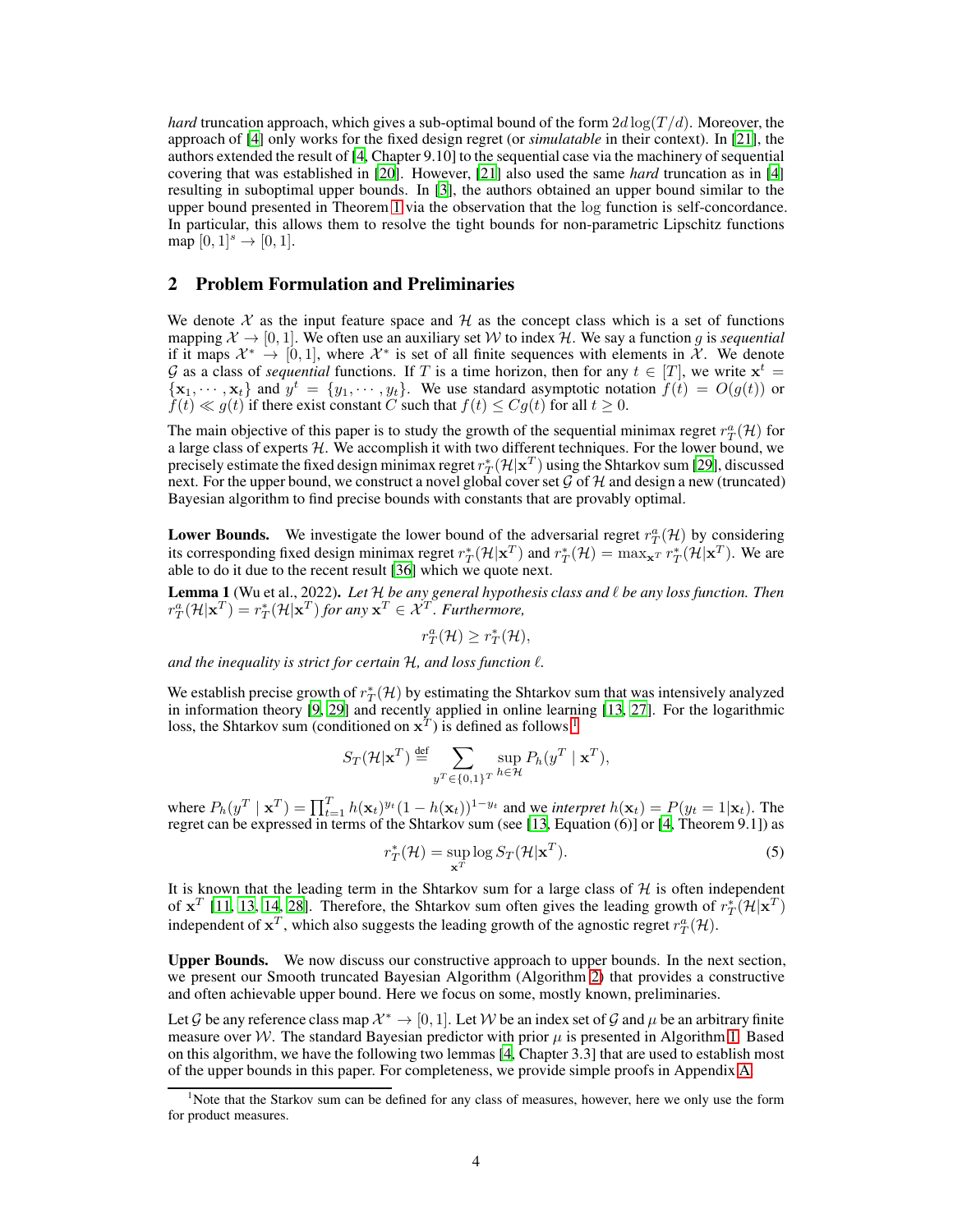*hard* truncation approach, which gives a sub-optimal bound of the form $2d \log(T/d)$. Moreover, the approach of [4] only works for the fixed design regret (or *simulatable* in their context). In [21], the authors extended the result of [4, Chapter 9.10] to the sequential case via the machinery of sequential covering that was established in [20]. However, [21] also used the same *hard* truncation as in [4] resulting in suboptimal upper bounds. In [3], the authors obtained an upper bound similar to the upper bound presented in Theorem 1 via the observation that the log function is self-concordance. In particular, this allows them to resolve the tight bounds for non-parametric Lipschitz functions map $[0, 1]^s \to [0, 1]$.

## 2 Problem Formulation and Preliminaries

We denote $\mathcal{X}$ as the input feature space and $\mathcal{H}$ as the concept class which is a set of functions mapping $\mathcal{X} \to [0, 1]$. We often use an auxiliary set $\mathcal{W}$ to index $\mathcal{H}$. We say a function $g$ is *sequential* if it maps $\mathcal{X}^* \to [0, 1]$, where $\mathcal{X}^*$ is set of all finite sequences with elements in $\mathcal{X}$. We denote $\mathcal{G}$ as a class of *sequential* functions. If $T$ is a time horizon, then for any $t \in [T]$, we write $\mathbf{x}^t = \{\mathbf{x}_1, \cdots, \mathbf{x}_t\}$ and $y^t = \{y_1, \cdots, y_t\}$. We use standard asymptotic notation $f(t) = O(g(t))$ or $f(t) \ll g(t)$ if there exist constant $C$ such that $f(t) \leq Cg(t)$ for all $t \geq 0$.

The main objective of this paper is to study the growth of the sequential minimax regret $r_T^a(\mathcal{H})$ for a large class of experts $\mathcal{H}$. We accomplish it with two different techniques. For the lower bound, we precisely estimate the fixed design minimax regret $r_T^*(\mathcal{H}|\mathbf{x}^T)$ using the Shtarkov sum [29], discussed next. For the upper bound, we construct a novel global cover set $\mathcal{G}$ of $\mathcal{H}$ and design a new (truncated) Bayesian algorithm to find precise bounds with constants that are provably optimal.

**Lower Bounds.** We investigate the lower bound of the adversarial regret $r_T^a(\mathcal{H})$ by considering its corresponding fixed design minimax regret $r_T^*(\mathcal{H}|\mathbf{x}^T)$ and $r_T^*(\mathcal{H}) = \max_{\mathbf{x}^T} r_T^*(\mathcal{H}|\mathbf{x}^T)$. We are able to do it due to the recent result [36] which we quote next.

**Lemma 1** (Wu et al., 2022)**.** *Let $\mathcal{H}$ be any general hypothesis class and $\ell$ be any loss function. Then $r_T^a(\mathcal{H}|\mathbf{x}^T) = r_T^*(\mathcal{H}|\mathbf{x}^T)$ for any $\mathbf{x}^T \in \mathcal{X}^T$. Furthermore,*

$$r_T^a(\mathcal{H}) \geq r_T^*(\mathcal{H}),$$

*and the inequality is strict for certain $\mathcal{H}$, and loss function $\ell$.*

We establish precise growth of $r_T^*(\mathcal{H})$ by estimating the Shtarkov sum that was intensively analyzed in information theory [9, 29] and recently applied in online learning [13, 27]. For the logarithmic loss, the Shtarkov sum (conditioned on $\mathbf{x}^T$) is defined as follows [1]

$$S_T(\mathcal{H}|\mathbf{x}^T) \stackrel{\text{def}}{=} \sum_{y^T \in \{0,1\}^T} \sup_{h \in \mathcal{H}} P_h(y^T \mid \mathbf{x}^T),$$

where $P_h(y^T \mid \mathbf{x}^T) = \prod_{t=1}^T h(\mathbf{x}_t)^{y_t}(1 - h(\mathbf{x}_t))^{1-y_t}$ and we *interpret* $h(\mathbf{x}_t) = P(y_t = 1|\mathbf{x}_t)$. The regret can be expressed in terms of the Shtarkov sum (see [13, Equation (6)] or [4, Theorem 9.1]) as

$$r_T^*(\mathcal{H}) = \sup_{\mathbf{x}^T} \log S_T(\mathcal{H}|\mathbf{x}^T). \tag{5}$$

It is known that the leading term in the Shtarkov sum for a large class of $\mathcal{H}$ is often independent of $\mathbf{x}^T$ [11, 13, 14, 28]. Therefore, the Shtarkov sum often gives the leading growth of $r_T^*(\mathcal{H}|\mathbf{x}^T)$ independent of $\mathbf{x}^T$, which also suggests the leading growth of the agnostic regret $r_T^a(\mathcal{H})$.

**Upper Bounds.** We now discuss our constructive approach to upper bounds. In the next section, we present our Smooth truncated Bayesian Algorithm (Algorithm 2) that provides a constructive and often achievable upper bound. Here we focus on some, mostly known, preliminaries.

Let $\mathcal{G}$ be any reference class map $\mathcal{X}^* \to [0, 1]$. Let $\mathcal{W}$ be an index set of $\mathcal{G}$ and $\mu$ be an arbitrary finite measure over $\mathcal{W}$. The standard Bayesian predictor with prior $\mu$ is presented in Algorithm 1. Based on this algorithm, we have the following two lemmas [4, Chapter 3.3] that are used to establish most of the upper bounds in this paper. For completeness, we provide simple proofs in Appendix A.

[1] Note that the Starkov sum can be defined for any class of measures, however, here we only use the form for product measures.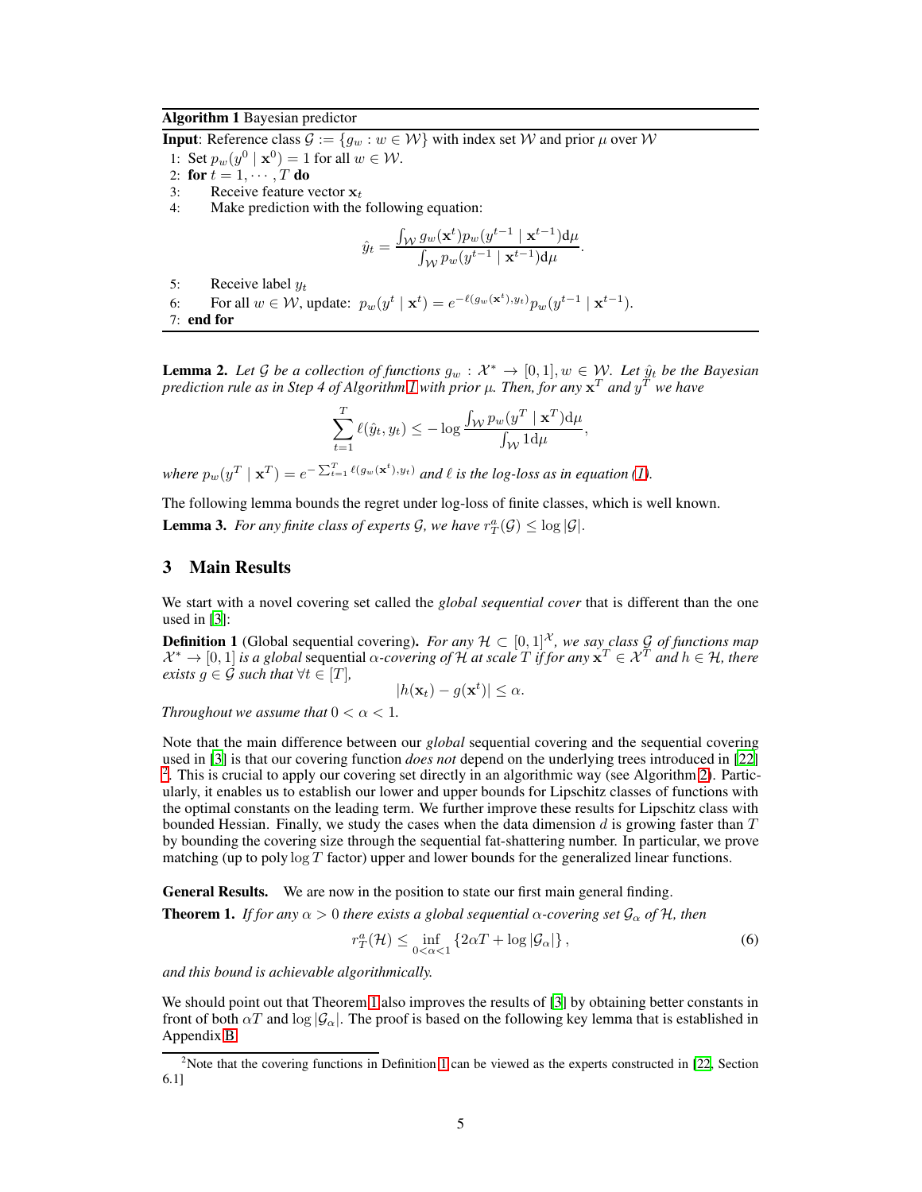**Algorithm 1** Bayesian predictor

**Input**: Reference class $\mathcal{G} := \{g_w : w \in \mathcal{W}\}$ with index set $\mathcal{W}$ and prior $\mu$ over $\mathcal{W}$

1: Set $p_w(y^0 \mid \mathbf{x}^0) = 1$ for all $w \in \mathcal{W}$.
2: **for** $t = 1, \cdots, T$ **do**
3: Receive feature vector $\mathbf{x}_t$
4: Make prediction with the following equation:

$$\hat{y}_t = \frac{\int_{\mathcal{W}} g_w(\mathbf{x}^t) p_w(y^{t-1} \mid \mathbf{x}^{t-1}) \mathrm{d}\mu}{\int_{\mathcal{W}} p_w(y^{t-1} \mid \mathbf{x}^{t-1}) \mathrm{d}\mu}.$$

5: Receive label $y_t$
6: For all $w \in \mathcal{W}$, update: $p_w(y^t \mid \mathbf{x}^t) = e^{-\ell(g_w(\mathbf{x}^t), y_t)} p_w(y^{t-1} \mid \mathbf{x}^{t-1})$.
7: **end for**

**Lemma 2.** *Let $\mathcal{G}$ be a collection of functions $g_w : \mathcal{X}^* \to [0,1], w \in \mathcal{W}$. Let $\hat{y}_t$ be the Bayesian prediction rule as in Step 4 of Algorithm 1 with prior $\mu$. Then, for any $\mathbf{x}^T$ and $y^T$ we have*

$$\sum_{t=1}^{T} \ell(\hat{y}_t, y_t) \leq -\log \frac{\int_{\mathcal{W}} p_w(y^T \mid \mathbf{x}^T) \mathrm{d}\mu}{\int_{\mathcal{W}} 1 \mathrm{d}\mu},$$

*where $p_w(y^T \mid \mathbf{x}^T) = e^{-\sum_{t=1}^{T} \ell(g_w(\mathbf{x}^t), y_t)}$ and $\ell$ is the log-loss as in equation (1).*

The following lemma bounds the regret under log-loss of finite classes, which is well known.

**Lemma 3.** *For any finite class of experts $\mathcal{G}$, we have $r_T^a(\mathcal{G}) \leq \log |\mathcal{G}|$.*

## 3 Main Results

We start with a novel covering set called the *global sequential cover* that is different than the one used in [3]:

**Definition 1** (Global sequential covering). *For any $\mathcal{H} \subset [0,1]^{\mathcal{X}}$, we say class $\mathcal{G}$ of functions map $\mathcal{X}^* \to [0,1]$ is a global sequential $\alpha$-covering of $\mathcal{H}$ at scale $T$ if for any $\mathbf{x}^T \in \mathcal{X}^T$ and $h \in \mathcal{H}$, there exists $g \in \mathcal{G}$ such that $\forall t \in [T]$,*

$$|h(\mathbf{x}_t) - g(\mathbf{x}^t)| \leq \alpha.$$

*Throughout we assume that $0 < \alpha < 1$.*

Note that the main difference between our *global* sequential covering and the sequential covering used in [3] is that our covering function *does not* depend on the underlying trees introduced in [22] [2]. This is crucial to apply our covering set directly in an algorithmic way (see Algorithm 2). Particularly, it enables us to establish our lower and upper bounds for Lipschitz classes of functions with the optimal constants on the leading term. We further improve these results for Lipschitz class with bounded Hessian. Finally, we study the cases when the data dimension $d$ is growing faster than $T$ by bounding the covering size through the sequential fat-shattering number. In particular, we prove matching (up to poly $\log T$ factor) upper and lower bounds for the generalized linear functions.

**General Results.** We are now in the position to state our first main general finding.

**Theorem 1.** *If for any $\alpha > 0$ there exists a global sequential $\alpha$-covering set $\mathcal{G}_\alpha$ of $\mathcal{H}$, then*

$$r_T^a(\mathcal{H}) \leq \inf_{0<\alpha<1} \{2\alpha T + \log |\mathcal{G}_\alpha|\}, \tag{6}$$

*and this bound is achievable algorithmically.*

We should point out that Theorem 1 also improves the results of [3] by obtaining better constants in front of both $\alpha T$ and $\log |\mathcal{G}_\alpha|$. The proof is based on the following key lemma that is established in Appendix B.

[2] Note that the covering functions in Definition 1 can be viewed as the experts constructed in [22, Section 6.1]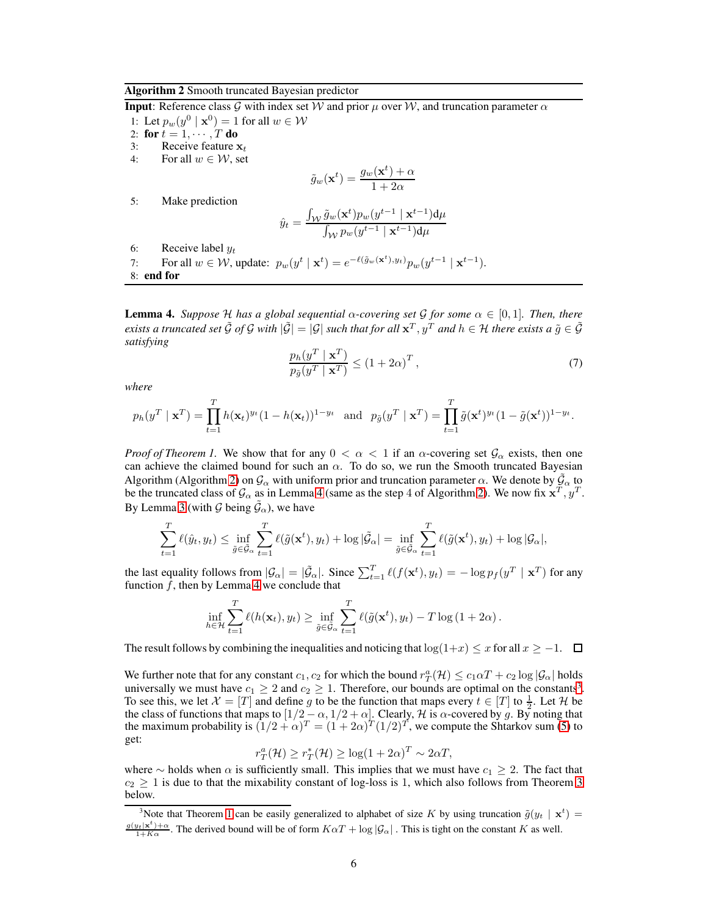**Algorithm 2** Smooth truncated Bayesian predictor

**Input**: Reference class $\mathcal{G}$ with index set $\mathcal{W}$ and prior $\mu$ over $\mathcal{W}$, and truncation parameter $\alpha$

1: Let $p_w(y^0 \mid \mathbf{x}^0) = 1$ for all $w \in \mathcal{W}$
2: **for** $t = 1, \cdots, T$ **do**
3: Receive feature $\mathbf{x}_t$
4: For all $w \in \mathcal{W}$, set
$$\tilde{g}_w(\mathbf{x}^t) = \frac{g_w(\mathbf{x}^t) + \alpha}{1 + 2\alpha}$$
5: Make prediction
$$\hat{y}_t = \frac{\int_{\mathcal{W}} \tilde{g}_w(\mathbf{x}^t) p_w(y^{t-1} \mid \mathbf{x}^{t-1}) \mathrm{d}\mu}{\int_{\mathcal{W}} p_w(y^{t-1} \mid \mathbf{x}^{t-1}) \mathrm{d}\mu}$$
6: Receive label $y_t$
7: For all $w \in \mathcal{W}$, update: $p_w(y^t \mid \mathbf{x}^t) = e^{-\ell(\tilde{g}_w(\mathbf{x}^t), y_t)} p_w(y^{t-1} \mid \mathbf{x}^{t-1})$.
8: **end for**

**Lemma 4.** *Suppose $\mathcal{H}$ has a global sequential $\alpha$-covering set $\mathcal{G}$ for some $\alpha \in [0, 1]$. Then, there exists a truncated set $\tilde{\mathcal{G}}$ of $\mathcal{G}$ with $|\tilde{\mathcal{G}}| = |\mathcal{G}|$ such that for all $\mathbf{x}^T, y^T$ and $h \in \mathcal{H}$ there exists a $\tilde{g} \in \tilde{\mathcal{G}}$ satisfying*

$$\frac{p_h(y^T \mid \mathbf{x}^T)}{p_{\tilde{g}}(y^T \mid \mathbf{x}^T)} \leq (1 + 2\alpha)^T, \tag{7}$$

*where*

$$p_h(y^T \mid \mathbf{x}^T) = \prod_{t=1}^{T} h(\mathbf{x}_t)^{y_t}(1 - h(\mathbf{x}_t))^{1-y_t} \quad \text{and} \quad p_{\tilde{g}}(y^T \mid \mathbf{x}^T) = \prod_{t=1}^{T} \tilde{g}(\mathbf{x}^t)^{y_t}(1 - \tilde{g}(\mathbf{x}^t))^{1-y_t}.$$

*Proof of Theorem 1.* We show that for any $0 < \alpha < 1$ if an $\alpha$-covering set $\mathcal{G}_\alpha$ exists, then one can achieve the claimed bound for such an $\alpha$. To do so, we run the Smooth truncated Bayesian Algorithm (Algorithm 2) on $\mathcal{G}_\alpha$ with uniform prior and truncation parameter $\alpha$. We denote by $\tilde{\mathcal{G}}_\alpha$ to be the truncated class of $\mathcal{G}_\alpha$ as in Lemma 4 (same as the step 4 of Algorithm 2). We now fix $\mathbf{x}^T, y^T$. By Lemma 3 (with $\mathcal{G}$ being $\tilde{\mathcal{G}}_\alpha$), we have

$$\sum_{t=1}^{T} \ell(\hat{y}_t, y_t) \leq \inf_{\tilde{g} \in \tilde{\mathcal{G}}_\alpha} \sum_{t=1}^{T} \ell(\tilde{g}(\mathbf{x}^t), y_t) + \log |\tilde{\mathcal{G}}_\alpha| = \inf_{\tilde{g} \in \tilde{\mathcal{G}}_\alpha} \sum_{t=1}^{T} \ell(\tilde{g}(\mathbf{x}^t), y_t) + \log |\mathcal{G}_\alpha|,$$

the last equality follows from $|\mathcal{G}_\alpha| = |\tilde{\mathcal{G}}_\alpha|$. Since $\sum_{t=1}^{T} \ell(f(\mathbf{x}^t), y_t) = -\log p_f(y^T \mid \mathbf{x}^T)$ for any function $f$, then by Lemma 4 we conclude that

$$\inf_{h \in \mathcal{H}} \sum_{t=1}^{T} \ell(h(\mathbf{x}_t), y_t) \geq \inf_{\tilde{g} \in \tilde{\mathcal{G}}_\alpha} \sum_{t=1}^{T} \ell(\tilde{g}(\mathbf{x}^t), y_t) - T \log(1 + 2\alpha).$$

The result follows by combining the inequalities and noticing that $\log(1+x) \leq x$ for all $x \geq -1$. $\square$

We further note that for any constant $c_1, c_2$ for which the bound $r_T^a(\mathcal{H}) \leq c_1 \alpha T + c_2 \log |\mathcal{G}_\alpha|$ holds universally we must have $c_1 \geq 2$ and $c_2 \geq 1$. Therefore, our bounds are optimal on the constants[3]. To see this, we let $\mathcal{X} = [T]$ and define $g$ to be the function that maps every $t \in [T]$ to $\frac{1}{2}$. Let $\mathcal{H}$ be the class of functions that maps to $[1/2 - \alpha, 1/2 + \alpha]$. Clearly, $\mathcal{H}$ is $\alpha$-covered by $g$. By noting that the maximum probability is $(1/2 + \alpha)^T = (1 + 2\alpha)^T (1/2)^T$, we compute the Shtarkov sum (5) to get:

$$r_T^a(\mathcal{H}) \geq r_T^*(\mathcal{H}) \geq \log(1 + 2\alpha)^T \sim 2\alpha T,$$

where $\sim$ holds when $\alpha$ is sufficiently small. This implies that we must have $c_1 \geq 2$. The fact that $c_2 \geq 1$ is due to that the mixability constant of log-loss is 1, which also follows from Theorem 3 below.

[3] Note that Theorem 1 can be easily generalized to alphabet of size $K$ by using truncation $\tilde{g}(y_t \mid \mathbf{x}^t) = \frac{g(y_t \mid \mathbf{x}^t) + \alpha}{1 + K\alpha}$. The derived bound will be of form $K\alpha T + \log |\mathcal{G}_\alpha|$ . This is tight on the constant $K$ as well.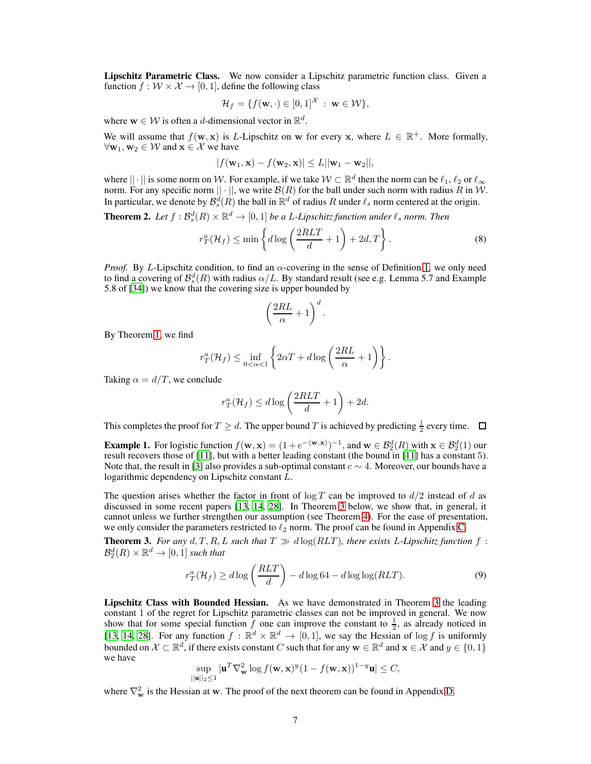**Lipschitz Parametric Class.** We now consider a Lipschitz parametric function class. Given a function $f : \mathcal{W} \times \mathcal{X} \to [0, 1]$, define the following class

$$\mathcal{H}_f = \{f(\mathbf{w}, \cdot) \in [0, 1]^{\mathcal{X}} \ : \ \mathbf{w} \in \mathcal{W}\},$$

where $\mathbf{w} \in \mathcal{W}$ is often a $d$-dimensional vector in $\mathbb{R}^d$.

We will assume that $f(\mathbf{w}, \mathbf{x})$ is $L$-Lipschitz on $\mathbf{w}$ for every $\mathbf{x}$, where $L \in \mathbb{R}^+$. More formally, $\forall \mathbf{w}_1, \mathbf{w}_2 \in \mathcal{W}$ and $\mathbf{x} \in \mathcal{X}$ we have

$$|f(\mathbf{w}_1, \mathbf{x}) - f(\mathbf{w}_2, \mathbf{x})| \leq L||\mathbf{w}_1 - \mathbf{w}_2||,$$

where $|| \cdot ||$ is some norm on $\mathcal{W}$. For example, if we take $\mathcal{W} \subset \mathbb{R}^d$ then the norm can be $\ell_1$, $\ell_2$ or $\ell_\infty$ norm. For any specific norm $|| \cdot ||$, we write $\mathcal{B}(R)$ for the ball under such norm with radius $R$ in $\mathcal{W}$. In particular, we denote by $\mathcal{B}_s^d(R)$ the ball in $\mathbb{R}^d$ of radius $R$ under $\ell_s$ norm centered at the origin.

**Theorem 2.** *Let $f : \mathcal{B}_s^d(R) \times \mathbb{R}^d \to [0, 1]$ be a L-Lipschitz function under $\ell_s$ norm. Then*

$$r_T^a(\mathcal{H}_f) \leq \min \left\{ d \log \left( \frac{2RLT}{d} + 1 \right) + 2d, T \right\}. \tag{8}$$

*Proof.* By $L$-Lipschitz condition, to find an $\alpha$-covering in the sense of Definition 1, we only need to find a covering of $\mathcal{B}_s^d(R)$ with radius $\alpha/L$. By standard result (see e.g. Lemma 5.7 and Example 5.8 of [34]) we know that the covering size is upper bounded by

$$\left( \frac{2RL}{\alpha} + 1 \right)^d.$$

By Theorem 1, we find

$$r_T^a(\mathcal{H}_f) \leq \inf_{0<\alpha<1} \left\{ 2\alpha T + d \log \left( \frac{2RL}{\alpha} + 1 \right) \right\}.$$

Taking $\alpha = d/T$, we conclude

$$r_T^a(\mathcal{H}_f) \leq d \log \left( \frac{2RLT}{d} + 1 \right) + 2d.$$

This completes the proof for $T \geq d$. The upper bound $T$ is achieved by predicting $\frac{1}{2}$ every time. □

**Example 1.** For logistic function $f(\mathbf{w}, \mathbf{x}) = (1 + e^{-\langle \mathbf{w}, \mathbf{x} \rangle})^{-1}$, and $\mathbf{w} \in \mathcal{B}_2^d(R)$ with $\mathbf{x} \in \mathcal{B}_2^d(1)$ our result recovers those of [11], but with a better leading constant (the bound in [11] has a constant 5). Note that, the result in [3] also provides a sub-optimal constant $c \sim 4$. Moreover, our bounds have a logarithmic dependency on Lipschitz constant $L$.

The question arises whether the factor in front of $\log T$ can be improved to $d/2$ instead of $d$ as discussed in some recent papers [13, 14, 28]. In Theorem 3 below, we show that, in general, it cannot unless we further strengthen our assumption (see Theorem 4). For the ease of presentation, we only consider the parameters restricted to $\ell_2$ norm. The proof can be found in Appendix C.

**Theorem 3.** *For any $d, T, R, L$ such that $T \gg d \log(RLT)$, there exists $L$-Lipschitz function $f$ : $\mathcal{B}_2^d(R) \times \mathbb{R}^d \to [0, 1]$ such that*

$$r_T^a(\mathcal{H}_f) \geq d \log \left( \frac{RLT}{d} \right) - d \log 64 - d \log \log(RLT). \tag{9}$$

**Lipschitz Class with Bounded Hessian.** As we have demonstrated in Theorem 3 the leading constant 1 of the regret for Lipschitz parametric classes can not be improved in general. We now show that for some special function $f$ one can improve the constant to $\frac{1}{2}$, as already noticed in [13, 14, 28]. For any function $f : \mathbb{R}^d \times \mathbb{R}^d \to [0, 1]$, we say the Hessian of $\log f$ is uniformly bounded on $\mathcal{X} \subset \mathbb{R}^d$, if there exists constant $C$ such that for any $\mathbf{w} \in \mathbb{R}^d$ and $\mathbf{x} \in \mathcal{X}$ and $y \in \{0, 1\}$ we have

$$\sup_{||\mathbf{u}||_2 \leq 1} |\mathbf{u}^T \nabla_{\mathbf{w}}^2 \log f(\mathbf{w}, \mathbf{x})^y (1 - f(\mathbf{w}, \mathbf{x}))^{1-y} \mathbf{u}| \leq C,$$

where $\nabla_{\mathbf{w}}^2$ is the Hessian at $\mathbf{w}$. The proof of the next theorem can be found in Appendix D.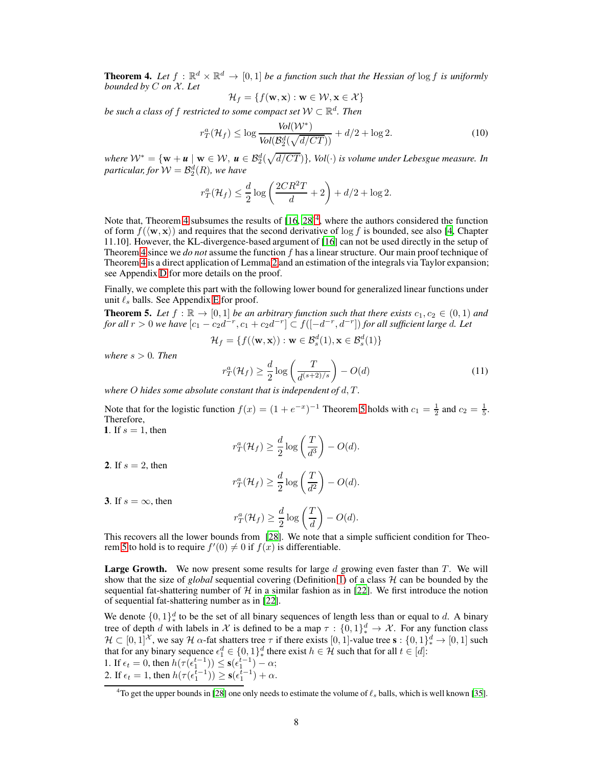**Theorem 4.** *Let $f : \mathbb{R}^d \times \mathbb{R}^d \to [0, 1]$ be a function such that the Hessian of $\log f$ is uniformly bounded by $C$ on $\mathcal{X}$. Let*

$$\mathcal{H}_f = \{f(\mathbf{w}, \mathbf{x}) : \mathbf{w} \in \mathcal{W}, \mathbf{x} \in \mathcal{X}\}$$

*be such a class of $f$ restricted to some compact set $\mathcal{W} \subset \mathbb{R}^d$. Then*

$$r_T^a(\mathcal{H}_f) \leq \log \frac{\mathit{Vol}(\mathcal{W}^*)}{\mathit{Vol}(\mathcal{B}_2^d(\sqrt{d/CT}))} + d/2 + \log 2. \tag{10}$$

*where $\mathcal{W}^* = \{\mathbf{w} + \boldsymbol{u} \mid \mathbf{w} \in \mathcal{W}, \boldsymbol{u} \in \mathcal{B}_2^d(\sqrt{d/CT})\}$, $\mathit{Vol}(\cdot)$ is volume under Lebesgue measure. In particular, for $\mathcal{W} = \mathcal{B}_2^d(R)$, we have*

$$r_T^a(\mathcal{H}_f) \leq \frac{d}{2} \log\left(\frac{2CR^2T}{d} + 2\right) + d/2 + \log 2.$$

Note that, Theorem 4 subsumes the results of [16, 28][4], where the authors considered the function of form $f(\langle \mathbf{w}, \mathbf{x} \rangle)$ and requires that the second derivative of $\log f$ is bounded, see also [4, Chapter 11.10]. However, the KL-divergence-based argument of [16] can not be used directly in the setup of Theorem 4 since we *do not* assume the function $f$ has a linear structure. Our main proof technique of Theorem 4 is a direct application of Lemma 2 and an estimation of the integrals via Taylor expansion; see Appendix D for more details on the proof.

Finally, we complete this part with the following lower bound for generalized linear functions under unit $\ell_s$ balls. See Appendix E for proof.

**Theorem 5.** *Let $f : \mathbb{R} \to [0, 1]$ be an arbitrary function such that there exists $c_1, c_2 \in (0, 1)$ and for all $r > 0$ we have $[c_1 - c_2 d^{-r}, c_1 + c_2 d^{-r}] \subset f([-d^{-r}, d^{-r}])$ for all sufficient large $d$. Let*

$$\mathcal{H}_f = \{f(\langle \mathbf{w}, \mathbf{x} \rangle) : \mathbf{w} \in \mathcal{B}_s^d(1), \mathbf{x} \in \mathcal{B}_s^d(1)\}$$

*where $s > 0$. Then*

$$r_T^a(\mathcal{H}_f) \geq \frac{d}{2} \log\left(\frac{T}{d^{(s+2)/s}}\right) - O(d) \tag{11}$$

*where $O$ hides some absolute constant that is independent of $d, T$.*

Note that for the logistic function $f(x) = (1 + e^{-x})^{-1}$ Theorem 5 holds with $c_1 = \frac{1}{2}$ and $c_2 = \frac{1}{5}$. Therefore,

**1**. If $s = 1$, then

$$r_T^a(\mathcal{H}_f) \geq \frac{d}{2} \log\left(\frac{T}{d^3}\right) - O(d).$$

**2**. If $s = 2$, then

$$r_T^a(\mathcal{H}_f) \geq \frac{d}{2} \log\left(\frac{T}{d^2}\right) - O(d).$$

**3**. If $s = \infty$, then

$$r_T^a(\mathcal{H}_f) \geq \frac{d}{2} \log\left(\frac{T}{d}\right) - O(d).$$

This recovers all the lower bounds from [28]. We note that a simple sufficient condition for Theorem 5 to hold is to require $f'(0) \neq 0$ if $f(x)$ is differentiable.

**Large Growth.** We now present some results for large $d$ growing even faster than $T$. We will show that the size of *global* sequential covering (Definition 1) of a class $\mathcal{H}$ can be bounded by the sequential fat-shattering number of $\mathcal{H}$ in a similar fashion as in [22]. We first introduce the notion of sequential fat-shattering number as in [22].

We denote $\{0, 1\}_*^d$ to be the set of all binary sequences of length less than or equal to $d$. A binary tree of depth $d$ with labels in $\mathcal{X}$ is defined to be a map $\tau : \{0, 1\}_*^d \to \mathcal{X}$. For any function class $\mathcal{H} \subset [0, 1]^{\mathcal{X}}$, we say $\mathcal{H}$ $\alpha$-fat shatters tree $\tau$ if there exists $[0, 1]$-value tree $\mathbf{s} : \{0, 1\}_*^d \to [0, 1]$ such that for any binary sequence $\epsilon_1^d \in \{0, 1\}_*^d$ there exist $h \in \mathcal{H}$ such that for all $t \in [d]$:

1. If $\epsilon_t = 0$, then $h(\tau(\epsilon_1^{t-1})) \leq \mathbf{s}(\epsilon_1^{t-1}) - \alpha$;
2. If $\epsilon_t = 1$, then $h(\tau(\epsilon_1^{t-1})) \geq \mathbf{s}(\epsilon_1^{t-1}) + \alpha$.

[4] To get the upper bounds in [28] one only needs to estimate the volume of $\ell_s$ balls, which is well known [35].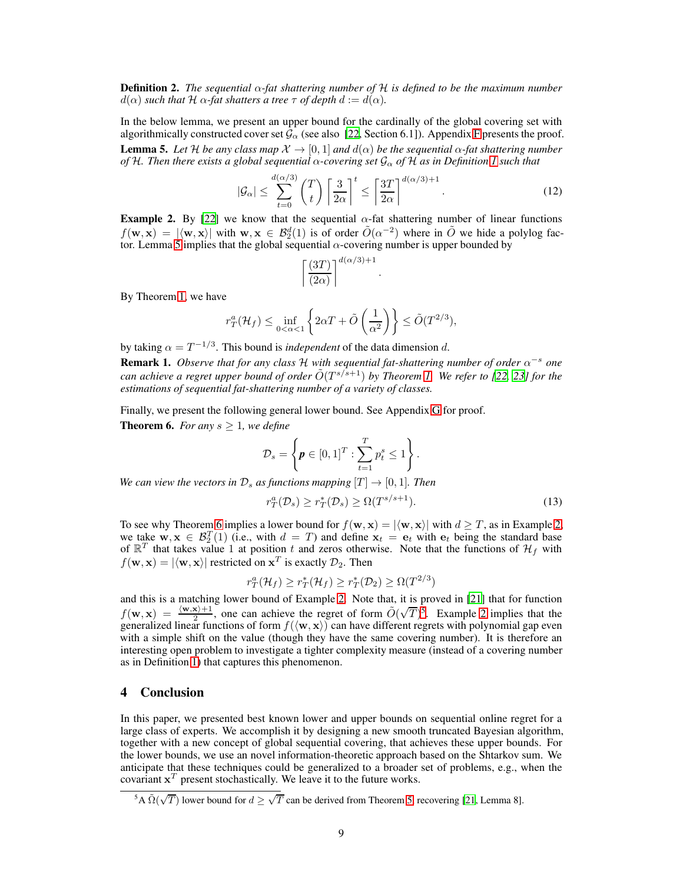**Definition 2.** *The sequential $\alpha$-fat shattering number of $\mathcal{H}$ is defined to be the maximum number $d(\alpha)$ such that $\mathcal{H}$ $\alpha$-fat shatters a tree $\tau$ of depth $d := d(\alpha)$.*

In the below lemma, we present an upper bound for the cardinally of the global covering set with algorithmically constructed cover set $\mathcal{G}_\alpha$ (see also [22, Section 6.1]). Appendix F presents the proof.

**Lemma 5.** *Let $\mathcal{H}$ be any class map $\mathcal{X} \to [0,1]$ and $d(\alpha)$ be the sequential $\alpha$-fat shattering number of $\mathcal{H}$. Then there exists a global sequential $\alpha$-covering set $\mathcal{G}_\alpha$ of $\mathcal{H}$ as in Definition 1 such that*

$$|\mathcal{G}_\alpha| \leq \sum_{t=0}^{d(\alpha/3)} \binom{T}{t} \left\lceil \frac{3}{2\alpha} \right\rceil^t \leq \left\lceil \frac{3T}{2\alpha} \right\rceil^{d(\alpha/3)+1}. \tag{12}$$

**Example 2.** By [22] we know that the sequential $\alpha$-fat shattering number of linear functions $f(\mathbf{w}, \mathbf{x}) = |\langle \mathbf{w}, \mathbf{x} \rangle|$ with $\mathbf{w}, \mathbf{x} \in \mathcal{B}_2^d(1)$ is of order $\tilde{O}(\alpha^{-2})$ where in $\tilde{O}$ we hide a polylog factor. Lemma 5 implies that the global sequential $\alpha$-covering number is upper bounded by

$$\left\lceil \frac{(3T)}{(2\alpha)} \right\rceil^{d(\alpha/3)+1}.$$

By Theorem 1, we have

$$r_T^a(\mathcal{H}_f) \leq \inf_{0<\alpha<1} \left\{ 2\alpha T + \tilde{O}\left(\frac{1}{\alpha^2}\right) \right\} \leq \tilde{O}(T^{2/3}),$$

by taking $\alpha = T^{-1/3}$. This bound is *independent* of the data dimension $d$.

**Remark 1.** *Observe that for any class $\mathcal{H}$ with sequential fat-shattering number of order $\alpha^{-s}$ one can achieve a regret upper bound of order $\tilde{O}(T^{s/s+1})$ by Theorem 1. We refer to [22, 23] for the estimations of sequential fat-shattering number of a variety of classes.*

Finally, we present the following general lower bound. See Appendix G for proof.

**Theorem 6.** *For any $s \geq 1$, we define*

$$\mathcal{D}_s = \left\{ \boldsymbol{p} \in [0,1]^T : \sum_{t=1}^T p_t^s \leq 1 \right\}.$$

*We can view the vectors in $\mathcal{D}_s$ as functions mapping $[T] \to [0,1]$. Then*

$$r_T^a(\mathcal{D}_s) \geq r_T^*(\mathcal{D}_s) \geq \Omega(T^{s/s+1}). \tag{13}$$

To see why Theorem 6 implies a lower bound for $f(\mathbf{w}, \mathbf{x}) = |\langle \mathbf{w}, \mathbf{x} \rangle|$ with $d \geq T$, as in Example 2, we take $\mathbf{w}, \mathbf{x} \in \mathcal{B}_2^T(1)$ (i.e., with $d = T$) and define $\mathbf{x}_t = \mathbf{e}_t$ with $\mathbf{e}_t$ being the standard base of $\mathbb{R}^T$ that takes value 1 at position $t$ and zeros otherwise. Note that the functions of $\mathcal{H}_f$ with $f(\mathbf{w}, \mathbf{x}) = |\langle \mathbf{w}, \mathbf{x} \rangle|$ restricted on $\mathbf{x}^T$ is exactly $\mathcal{D}_2$. Then

$$r_T^a(\mathcal{H}_f) \geq r_T^*(\mathcal{H}_f) \geq r_T^*(\mathcal{D}_2) \geq \Omega(T^{2/3})$$

and this is a matching lower bound of Example 2. Note that, it is proved in [21] that for function $f(\mathbf{w}, \mathbf{x}) = \frac{\langle \mathbf{w}, \mathbf{x} \rangle + 1}{2}$, one can achieve the regret of form $\tilde{O}(\sqrt{T})$[5]. Example 2 implies that the generalized linear functions of form $f(\langle \mathbf{w}, \mathbf{x} \rangle)$ can have different regrets with polynomial gap even with a simple shift on the value (though they have the same covering number). It is therefore an interesting open problem to investigate a tighter complexity measure (instead of a covering number as in Definition 1) that captures this phenomenon.

## 4 Conclusion

In this paper, we presented best known lower and upper bounds on sequential online regret for a large class of experts. We accomplish it by designing a new smooth truncated Bayesian algorithm, together with a new concept of global sequential covering, that achieves these upper bounds. For the lower bounds, we use an novel information-theoretic approach based on the Shtarkov sum. We anticipate that these techniques could be generalized to a broader set of problems, e.g., when the covariant $\mathbf{x}^T$ present stochastically. We leave it to the future works.

[5] A $\tilde{\Omega}(\sqrt{T})$ lower bound for $d \geq \sqrt{T}$ can be derived from Theorem 5, recovering [21, Lemma 8].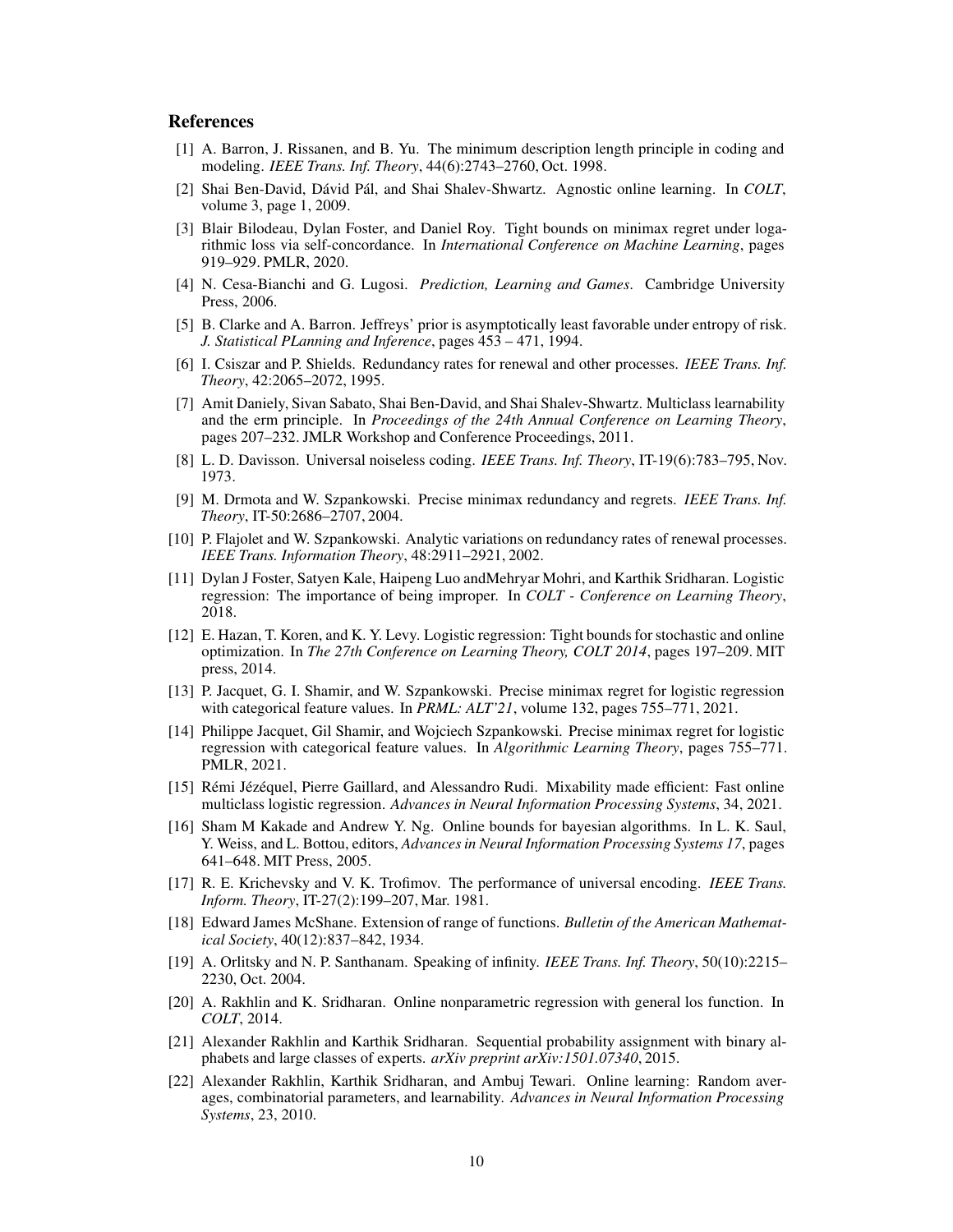## References

[1] A. Barron, J. Rissanen, and B. Yu. The minimum description length principle in coding and modeling. *IEEE Trans. Inf. Theory*, 44(6):2743–2760, Oct. 1998.

[2] Shai Ben-David, Dávid Pál, and Shai Shalev-Shwartz. Agnostic online learning. In *COLT*, volume 3, page 1, 2009.

[3] Blair Bilodeau, Dylan Foster, and Daniel Roy. Tight bounds on minimax regret under logarithmic loss via self-concordance. In *International Conference on Machine Learning*, pages 919–929. PMLR, 2020.

[4] N. Cesa-Bianchi and G. Lugosi. *Prediction, Learning and Games*. Cambridge University Press, 2006.

[5] B. Clarke and A. Barron. Jeffreys' prior is asymptotically least favorable under entropy of risk. *J. Statistical PLanning and Inference*, pages 453 – 471, 1994.

[6] I. Csiszar and P. Shields. Redundancy rates for renewal and other processes. *IEEE Trans. Inf. Theory*, 42:2065–2072, 1995.

[7] Amit Daniely, Sivan Sabato, Shai Ben-David, and Shai Shalev-Shwartz. Multiclass learnability and the erm principle. In *Proceedings of the 24th Annual Conference on Learning Theory*, pages 207–232. JMLR Workshop and Conference Proceedings, 2011.

[8] L. D. Davisson. Universal noiseless coding. *IEEE Trans. Inf. Theory*, IT-19(6):783–795, Nov. 1973.

[9] M. Drmota and W. Szpankowski. Precise minimax redundancy and regrets. *IEEE Trans. Inf. Theory*, IT-50:2686–2707, 2004.

[10] P. Flajolet and W. Szpankowski. Analytic variations on redundancy rates of renewal processes. *IEEE Trans. Information Theory*, 48:2911–2921, 2002.

[11] Dylan J Foster, Satyen Kale, Haipeng Luo andMehryar Mohri, and Karthik Sridharan. Logistic regression: The importance of being improper. In *COLT - Conference on Learning Theory*, 2018.

[12] E. Hazan, T. Koren, and K. Y. Levy. Logistic regression: Tight bounds for stochastic and online optimization. In *The 27th Conference on Learning Theory, COLT 2014*, pages 197–209. MIT press, 2014.

[13] P. Jacquet, G. I. Shamir, and W. Szpankowski. Precise minimax regret for logistic regression with categorical feature values. In *PRML: ALT'21*, volume 132, pages 755–771, 2021.

[14] Philippe Jacquet, Gil Shamir, and Wojciech Szpankowski. Precise minimax regret for logistic regression with categorical feature values. In *Algorithmic Learning Theory*, pages 755–771. PMLR, 2021.

[15] Rémi Jézéquel, Pierre Gaillard, and Alessandro Rudi. Mixability made efficient: Fast online multiclass logistic regression. *Advances in Neural Information Processing Systems*, 34, 2021.

[16] Sham M Kakade and Andrew Y. Ng. Online bounds for bayesian algorithms. In L. K. Saul, Y. Weiss, and L. Bottou, editors, *Advances in Neural Information Processing Systems 17*, pages 641–648. MIT Press, 2005.

[17] R. E. Krichevsky and V. K. Trofimov. The performance of universal encoding. *IEEE Trans. Inform. Theory*, IT-27(2):199–207, Mar. 1981.

[18] Edward James McShane. Extension of range of functions. *Bulletin of the American Mathematical Society*, 40(12):837–842, 1934.

[19] A. Orlitsky and N. P. Santhanam. Speaking of infinity. *IEEE Trans. Inf. Theory*, 50(10):2215–2230, Oct. 2004.

[20] A. Rakhlin and K. Sridharan. Online nonparametric regression with general los function. In *COLT*, 2014.

[21] Alexander Rakhlin and Karthik Sridharan. Sequential probability assignment with binary alphabets and large classes of experts. *arXiv preprint arXiv:1501.07340*, 2015.

[22] Alexander Rakhlin, Karthik Sridharan, and Ambuj Tewari. Online learning: Random averages, combinatorial parameters, and learnability. *Advances in Neural Information Processing Systems*, 23, 2010.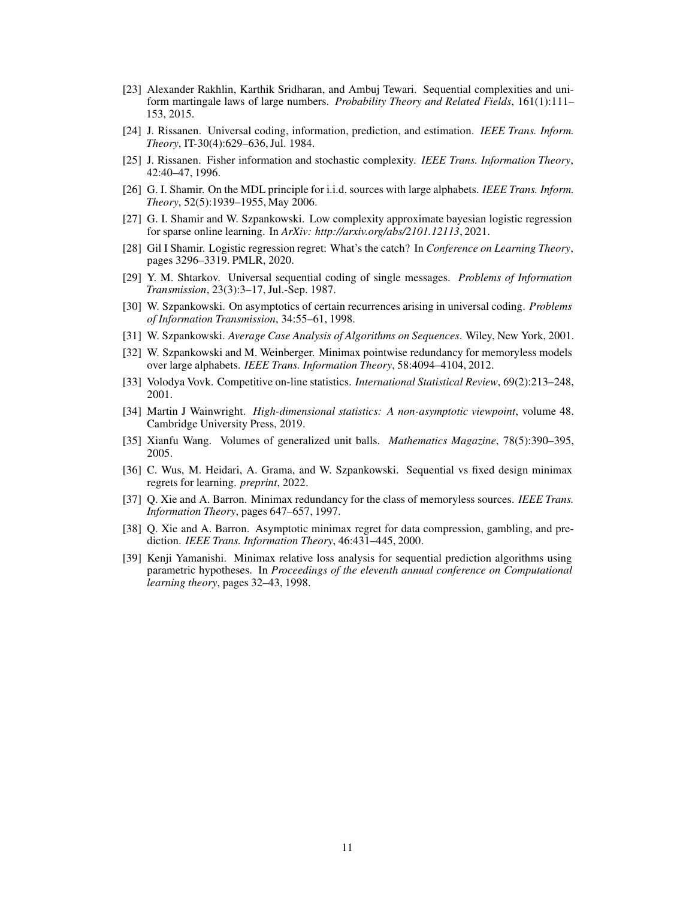[23] Alexander Rakhlin, Karthik Sridharan, and Ambuj Tewari. Sequential complexities and uniform martingale laws of large numbers. *Probability Theory and Related Fields*, 161(1):111–153, 2015.

[24] J. Rissanen. Universal coding, information, prediction, and estimation. *IEEE Trans. Inform. Theory*, IT-30(4):629–636, Jul. 1984.

[25] J. Rissanen. Fisher information and stochastic complexity. *IEEE Trans. Information Theory*, 42:40–47, 1996.

[26] G. I. Shamir. On the MDL principle for i.i.d. sources with large alphabets. *IEEE Trans. Inform. Theory*, 52(5):1939–1955, May 2006.

[27] G. I. Shamir and W. Szpankowski. Low complexity approximate bayesian logistic regression for sparse online learning. In *ArXiv: http://arxiv.org/abs/2101.12113*, 2021.

[28] Gil I Shamir. Logistic regression regret: What's the catch? In *Conference on Learning Theory*, pages 3296–3319. PMLR, 2020.

[29] Y. M. Shtarkov. Universal sequential coding of single messages. *Problems of Information Transmission*, 23(3):3–17, Jul.-Sep. 1987.

[30] W. Szpankowski. On asymptotics of certain recurrences arising in universal coding. *Problems of Information Transmission*, 34:55–61, 1998.

[31] W. Szpankowski. *Average Case Analysis of Algorithms on Sequences*. Wiley, New York, 2001.

[32] W. Szpankowski and M. Weinberger. Minimax pointwise redundancy for memoryless models over large alphabets. *IEEE Trans. Information Theory*, 58:4094–4104, 2012.

[33] Volodya Vovk. Competitive on-line statistics. *International Statistical Review*, 69(2):213–248, 2001.

[34] Martin J Wainwright. *High-dimensional statistics: A non-asymptotic viewpoint*, volume 48. Cambridge University Press, 2019.

[35] Xianfu Wang. Volumes of generalized unit balls. *Mathematics Magazine*, 78(5):390–395, 2005.

[36] C. Wus, M. Heidari, A. Grama, and W. Szpankowski. Sequential vs fixed design minimax regrets for learning. *preprint*, 2022.

[37] Q. Xie and A. Barron. Minimax redundancy for the class of memoryless sources. *IEEE Trans. Information Theory*, pages 647–657, 1997.

[38] Q. Xie and A. Barron. Asymptotic minimax regret for data compression, gambling, and prediction. *IEEE Trans. Information Theory*, 46:431–445, 2000.

[39] Kenji Yamanishi. Minimax relative loss analysis for sequential prediction algorithms using parametric hypotheses. In *Proceedings of the eleventh annual conference on Computational learning theory*, pages 32–43, 1998.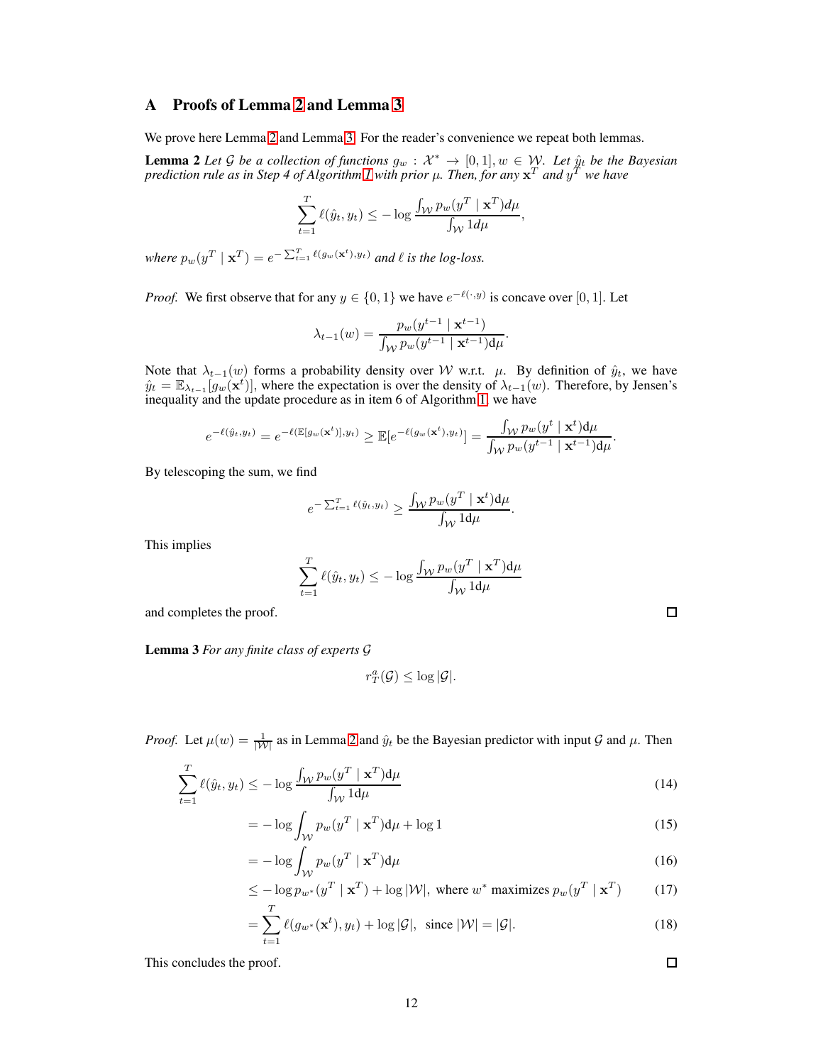## A Proofs of Lemma 2 and Lemma 3

We prove here Lemma 2 and Lemma 3. For the reader's convenience we repeat both lemmas.

**Lemma 2** *Let $\mathcal{G}$ be a collection of functions $g_w : \mathcal{X}^* \to [0,1], w \in \mathcal{W}$. Let $\hat{y}_t$ be the Bayesian prediction rule as in Step 4 of Algorithm 1 with prior $\mu$. Then, for any $\mathbf{x}^T$ and $y^T$ we have*

$$\sum_{t=1}^{T} \ell(\hat{y}_t, y_t) \le -\log \frac{\int_{\mathcal{W}} p_w(y^T \mid \mathbf{x}^T) d\mu}{\int_{\mathcal{W}} 1 d\mu},$$

*where $p_w(y^T \mid \mathbf{x}^T) = e^{-\sum_{t=1}^{T} \ell(g_w(\mathbf{x}^t), y_t)}$ and $\ell$ is the log-loss.*

*Proof.* We first observe that for any $y \in \{0,1\}$ we have $e^{-\ell(\cdot, y)}$ is concave over $[0,1]$. Let

$$\lambda_{t-1}(w) = \frac{p_w(y^{t-1} \mid \mathbf{x}^{t-1})}{\int_{\mathcal{W}} p_w(y^{t-1} \mid \mathbf{x}^{t-1}) \mathrm{d}\mu}.$$

Note that $\lambda_{t-1}(w)$ forms a probability density over $\mathcal{W}$ w.r.t. $\mu$. By definition of $\hat{y}_t$, we have $\hat{y}_t = \mathbb{E}_{\lambda_{t-1}}[g_w(\mathbf{x}^t)]$, where the expectation is over the density of $\lambda_{t-1}(w)$. Therefore, by Jensen's inequality and the update procedure as in item 6 of Algorithm 1, we have

$$e^{-\ell(\hat{y}_t, y_t)} = e^{-\ell(\mathbb{E}[g_w(\mathbf{x}^t)], y_t)} \ge \mathbb{E}[e^{-\ell(g_w(\mathbf{x}^t), y_t)}] = \frac{\int_{\mathcal{W}} p_w(y^t \mid \mathbf{x}^t) \mathrm{d}\mu}{\int_{\mathcal{W}} p_w(y^{t-1} \mid \mathbf{x}^{t-1}) \mathrm{d}\mu}.$$

By telescoping the sum, we find

$$e^{-\sum_{t=1}^{T} \ell(\hat{y}_t, y_t)} \ge \frac{\int_{\mathcal{W}} p_w(y^T \mid \mathbf{x}^t) \mathrm{d}\mu}{\int_{\mathcal{W}} 1 \mathrm{d}\mu}.$$

This implies

$$\sum_{t=1}^{T} \ell(\hat{y}_t, y_t) \le -\log \frac{\int_{\mathcal{W}} p_w(y^T \mid \mathbf{x}^T) \mathrm{d}\mu}{\int_{\mathcal{W}} 1 \mathrm{d}\mu}$$

and completes the proof. □

**Lemma 3** *For any finite class of experts $\mathcal{G}$*

$$r_T^a(\mathcal{G}) \le \log |\mathcal{G}|.$$

*Proof.* Let $\mu(w) = \frac{1}{|\mathcal{W}|}$ as in Lemma 2 and $\hat{y}_t$ be the Bayesian predictor with input $\mathcal{G}$ and $\mu$. Then

$$\sum_{t=1}^{T} \ell(\hat{y}_t, y_t) \le -\log \frac{\int_{\mathcal{W}} p_w(y^T \mid \mathbf{x}^T) \mathrm{d}\mu}{\int_{\mathcal{W}} 1 \mathrm{d}\mu} \tag{14}$$

$$= -\log \int_{\mathcal{W}} p_w(y^T \mid \mathbf{x}^T) \mathrm{d}\mu + \log 1 \tag{15}$$

$$= -\log \int_{\mathcal{W}} p_w(y^T \mid \mathbf{x}^T) \mathrm{d}\mu \tag{16}$$

$$\le -\log p_{w^*}(y^T \mid \mathbf{x}^T) + \log |\mathcal{W}|, \text{ where } w^* \text{ maximizes } p_w(y^T \mid \mathbf{x}^T) \tag{17}$$

$$= \sum_{t=1}^{T} \ell(g_{w^*}(\mathbf{x}^t), y_t) + \log |\mathcal{G}|, \text{ since } |\mathcal{W}| = |\mathcal{G}|. \tag{18}$$

This concludes the proof. □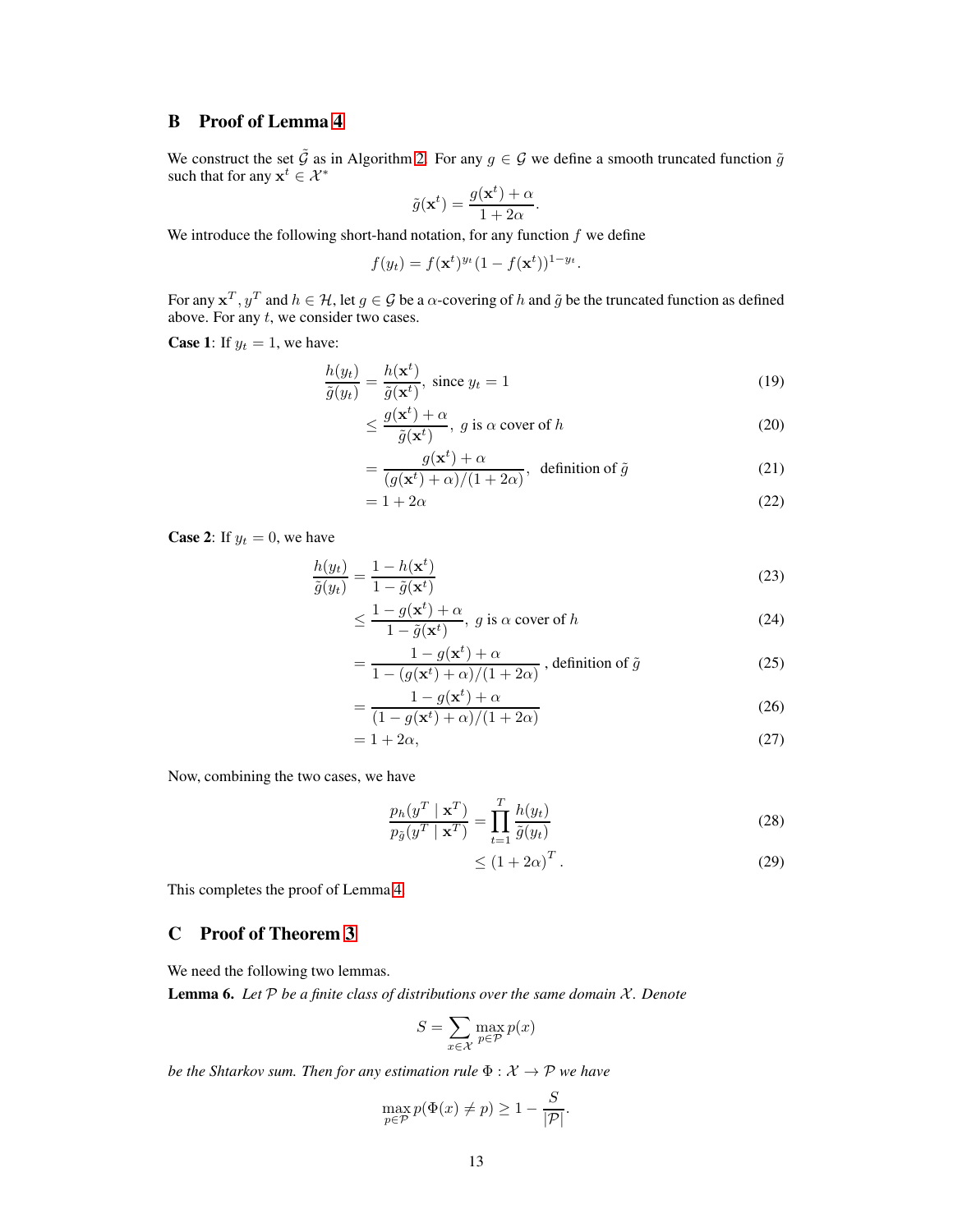## B Proof of Lemma 4

We construct the set $\tilde{\mathcal{G}}$ as in Algorithm 2. For any $g \in \mathcal{G}$ we define a smooth truncated function $\tilde{g}$ such that for any $\mathbf{x}^t \in \mathcal{X}^*$

$$\tilde{g}(\mathbf{x}^t) = \frac{g(\mathbf{x}^t) + \alpha}{1 + 2\alpha}.$$

We introduce the following short-hand notation, for any function $f$ we define

$$f(y_t) = f(\mathbf{x}^t)^{y_t}(1 - f(\mathbf{x}^t))^{1-y_t}.$$

For any $\mathbf{x}^T, y^T$ and $h \in \mathcal{H}$, let $g \in \mathcal{G}$ be a $\alpha$-covering of $h$ and $\tilde{g}$ be the truncated function as defined above. For any $t$, we consider two cases.

**Case 1**: If $y_t = 1$, we have:

$$\begin{aligned}
\frac{h(y_t)}{\tilde{g}(y_t)} &= \frac{h(\mathbf{x}^t)}{\tilde{g}(\mathbf{x}^t)}, \text{ since } y_t = 1 && (19)\\
&\leq \frac{g(\mathbf{x}^t) + \alpha}{\tilde{g}(\mathbf{x}^t)}, \ g \text{ is } \alpha \text{ cover of } h && (20)\\
&= \frac{g(\mathbf{x}^t) + \alpha}{(g(\mathbf{x}^t) + \alpha)/(1 + 2\alpha)}, \ \text{ definition of } \tilde{g} && (21)\\
&= 1 + 2\alpha && (22)
\end{aligned}$$

**Case 2**: If $y_t = 0$, we have

$$\begin{aligned}
\frac{h(y_t)}{\tilde{g}(y_t)} &= \frac{1 - h(\mathbf{x}^t)}{1 - \tilde{g}(\mathbf{x}^t)} && (23)\\
&\leq \frac{1 - g(\mathbf{x}^t) + \alpha}{1 - \tilde{g}(\mathbf{x}^t)}, \ g \text{ is } \alpha \text{ cover of } h && (24)\\
&= \frac{1 - g(\mathbf{x}^t) + \alpha}{1 - (g(\mathbf{x}^t) + \alpha)/(1 + 2\alpha)}, \text{ definition of } \tilde{g} && (25)\\
&= \frac{1 - g(\mathbf{x}^t) + \alpha}{(1 - g(\mathbf{x}^t) + \alpha)/(1 + 2\alpha)} && (26)\\
&= 1 + 2\alpha, && (27)
\end{aligned}$$

Now, combining the two cases, we have

$$\begin{aligned}
\frac{p_h(y^T \mid \mathbf{x}^T)}{p_{\tilde{g}}(y^T \mid \mathbf{x}^T)} &= \prod_{t=1}^{T} \frac{h(y_t)}{\tilde{g}(y_t)} && (28)\\
&\leq (1 + 2\alpha)^T. && (29)
\end{aligned}$$

This completes the proof of Lemma 4.

## C Proof of Theorem 3

We need the following two lemmas.

**Lemma 6.** *Let $\mathcal{P}$ be a finite class of distributions over the same domain $\mathcal{X}$. Denote*

$$S = \sum_{x \in \mathcal{X}} \max_{p \in \mathcal{P}} p(x)$$

*be the Shtarkov sum. Then for any estimation rule $\Phi : \mathcal{X} \to \mathcal{P}$ we have*

$$\max_{p \in \mathcal{P}} p(\Phi(x) \neq p) \geq 1 - \frac{S}{|\mathcal{P}|}.$$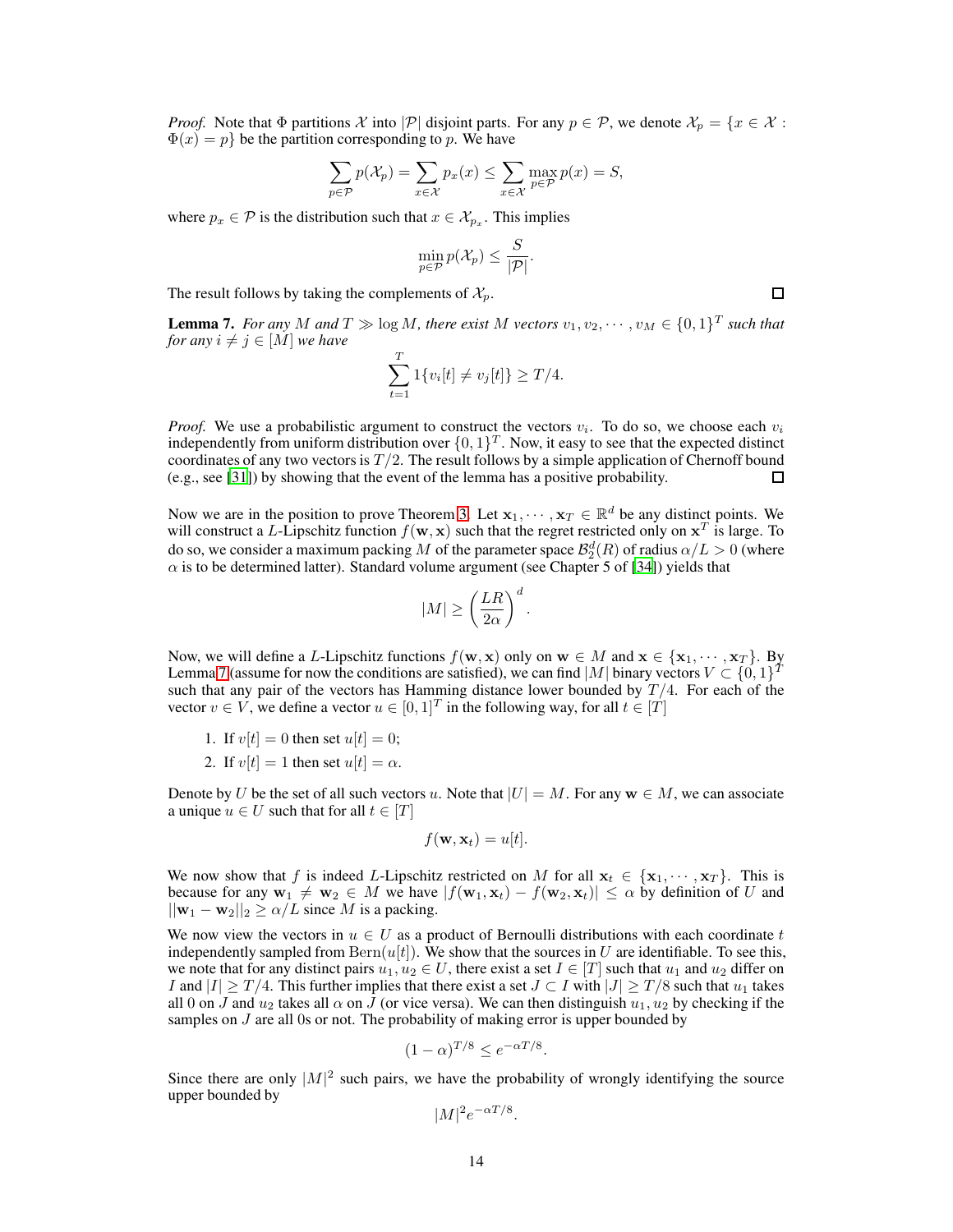*Proof.* Note that $\Phi$ partitions $\mathcal{X}$ into $|\mathcal{P}|$ disjoint parts. For any $p \in \mathcal{P}$, we denote $\mathcal{X}_p = \{x \in \mathcal{X} : \Phi(x) = p\}$ be the partition corresponding to $p$. We have

$$\sum_{p \in \mathcal{P}} p(\mathcal{X}_p) = \sum_{x \in \mathcal{X}} p_x(x) \leq \sum_{x \in \mathcal{X}} \max_{p \in \mathcal{P}} p(x) = S,$$

where $p_x \in \mathcal{P}$ is the distribution such that $x \in \mathcal{X}_{p_x}$. This implies

$$\min_{p \in \mathcal{P}} p(\mathcal{X}_p) \leq \frac{S}{|\mathcal{P}|}.$$

The result follows by taking the complements of $\mathcal{X}_p$. $\square$

**Lemma 7.** *For any $M$ and $T \gg \log M$, there exist $M$ vectors $v_1, v_2, \cdots, v_M \in \{0, 1\}^T$ such that for any $i \neq j \in [M]$ we have*

$$\sum_{t=1}^{T} 1\{v_i[t] \neq v_j[t]\} \geq T/4.$$

*Proof.* We use a probabilistic argument to construct the vectors $v_i$. To do so, we choose each $v_i$ independently from uniform distribution over $\{0, 1\}^T$. Now, it easy to see that the expected distinct coordinates of any two vectors is $T/2$. The result follows by a simple application of Chernoff bound (e.g., see [31]) by showing that the event of the lemma has a positive probability. $\square$

Now we are in the position to prove Theorem 3. Let $\mathbf{x}_1, \cdots, \mathbf{x}_T \in \mathbb{R}^d$ be any distinct points. We will construct a $L$-Lipschitz function $f(\mathbf{w}, \mathbf{x})$ such that the regret restricted only on $\mathbf{x}^T$ is large. To do so, we consider a maximum packing $M$ of the parameter space $\mathcal{B}_2^d(R)$ of radius $\alpha/L > 0$ (where $\alpha$ is to be determined latter). Standard volume argument (see Chapter 5 of [34]) yields that

$$|M| \geq \left(\frac{LR}{2\alpha}\right)^d.$$

Now, we will define a $L$-Lipschitz functions $f(\mathbf{w}, \mathbf{x})$ only on $\mathbf{w} \in M$ and $\mathbf{x} \in \{\mathbf{x}_1, \cdots, \mathbf{x}_T\}$. By Lemma 7 (assume for now the conditions are satisfied), we can find $|M|$ binary vectors $V \subset \{0, 1\}^T$ such that any pair of the vectors has Hamming distance lower bounded by $T/4$. For each of the vector $v \in V$, we define a vector $u \in [0, 1]^T$ in the following way, for all $t \in [T]$

1. If $v[t] = 0$ then set $u[t] = 0$;
2. If $v[t] = 1$ then set $u[t] = \alpha$.

Denote by $U$ be the set of all such vectors $u$. Note that $|U| = M$. For any $\mathbf{w} \in M$, we can associate a unique $u \in U$ such that for all $t \in [T]$

$$f(\mathbf{w}, \mathbf{x}_t) = u[t].$$

We now show that $f$ is indeed $L$-Lipschitz restricted on $M$ for all $\mathbf{x}_t \in \{\mathbf{x}_1, \cdots, \mathbf{x}_T\}$. This is because for any $\mathbf{w}_1 \neq \mathbf{w}_2 \in M$ we have $|f(\mathbf{w}_1, \mathbf{x}_t) - f(\mathbf{w}_2, \mathbf{x}_t)| \leq \alpha$ by definition of $U$ and $||\mathbf{w}_1 - \mathbf{w}_2||_2 \geq \alpha/L$ since $M$ is a packing.

We now view the vectors in $u \in U$ as a product of Bernoulli distributions with each coordinate $t$ independently sampled from $\text{Bern}(u[t])$. We show that the sources in $U$ are identifiable. To see this, we note that for any distinct pairs $u_1, u_2 \in U$, there exist a set $I \in [T]$ such that $u_1$ and $u_2$ differ on $I$ and $|I| \geq T/4$. This further implies that there exist a set $J \subset I$ with $|J| \geq T/8$ such that $u_1$ takes all 0 on $J$ and $u_2$ takes all $\alpha$ on $J$ (or vice versa). We can then distinguish $u_1, u_2$ by checking if the samples on $J$ are all 0s or not. The probability of making error is upper bounded by

$$(1 - \alpha)^{T/8} \leq e^{-\alpha T/8}.$$

Since there are only $|M|^2$ such pairs, we have the probability of wrongly identifying the source upper bounded by

$$|M|^2 e^{-\alpha T/8}.$$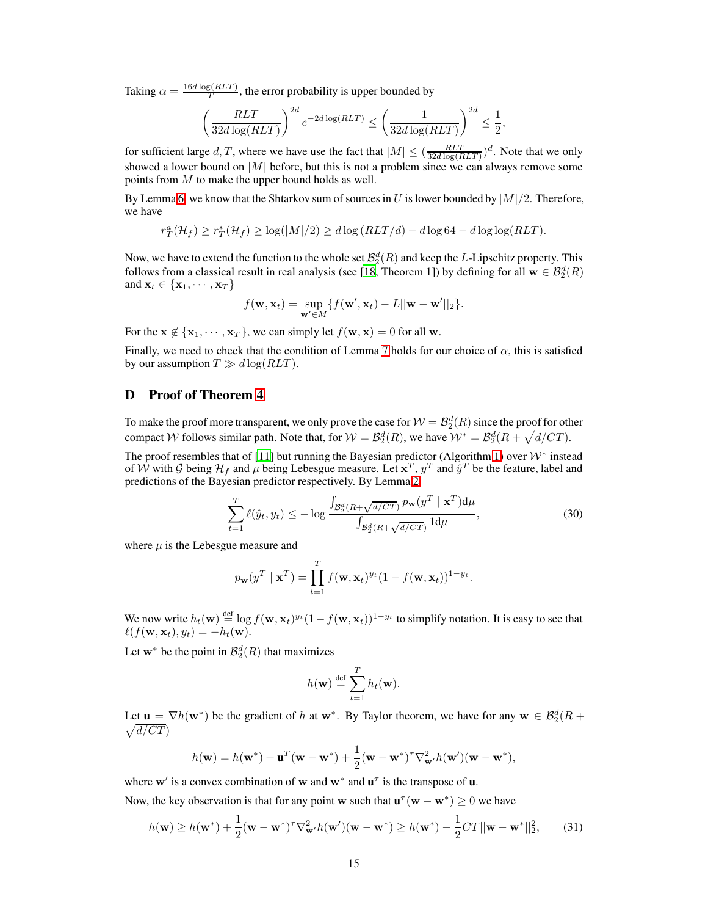Taking $\alpha = \frac{16d\log(RLT)}{T}$, the error probability is upper bounded by

$$\left(\frac{RLT}{32d\log(RLT)}\right)^{2d} e^{-2d\log(RLT)} \leq \left(\frac{1}{32d\log(RLT)}\right)^{2d} \leq \frac{1}{2},$$

for sufficient large $d, T$, where we have use the fact that $|M| \leq (\frac{RLT}{32d\log(RLT)})^d$. Note that we only showed a lower bound on $|M|$ before, but this is not a problem since we can always remove some points from $M$ to make the upper bound holds as well.

By Lemma 6, we know that the Shtarkov sum of sources in $U$ is lower bounded by $|M|/2$. Therefore, we have

$$r_T^a(\mathcal{H}_f) \geq r_T^*(\mathcal{H}_f) \geq \log(|M|/2) \geq d\log(RLT/d) - d\log 64 - d\log\log(RLT).$$

Now, we have to extend the function to the whole set $\mathcal{B}_2^d(R)$ and keep the $L$-Lipschitz property. This follows from a classical result in real analysis (see [18, Theorem 1]) by defining for all $\mathbf{w} \in \mathcal{B}_2^d(R)$ and $\mathbf{x}_t \in \{\mathbf{x}_1, \cdots, \mathbf{x}_T\}$

$$f(\mathbf{w}, \mathbf{x}_t) = \sup_{\mathbf{w}' \in M}\{f(\mathbf{w}', \mathbf{x}_t) - L||\mathbf{w} - \mathbf{w}'||_2\}.$$

For the $\mathbf{x} \notin \{\mathbf{x}_1, \cdots, \mathbf{x}_T\}$, we can simply let $f(\mathbf{w}, \mathbf{x}) = 0$ for all $\mathbf{w}$.

Finally, we need to check that the condition of Lemma 7 holds for our choice of $\alpha$, this is satisfied by our assumption $T \gg d\log(RLT)$.

# D Proof of Theorem 4

To make the proof more transparent, we only prove the case for $\mathcal{W} = \mathcal{B}_2^d(R)$ since the proof for other compact $\mathcal{W}$ follows similar path. Note that, for $\mathcal{W} = \mathcal{B}_2^d(R)$, we have $\mathcal{W}^* = \mathcal{B}_2^d(R + \sqrt{d/CT})$.

The proof resembles that of [11] but running the Bayesian predictor (Algorithm 1) over $\mathcal{W}^*$ instead of $\mathcal{W}$ with $\mathcal{G}$ being $\mathcal{H}_f$ and $\mu$ being Lebesgue measure. Let $\mathbf{x}^T$, $y^T$ and $\hat{y}^T$ be the feature, label and predictions of the Bayesian predictor respectively. By Lemma 2

$$\sum_{t=1}^{T} \ell(\hat{y}_t, y_t) \leq -\log \frac{\int_{\mathcal{B}_2^d(R+\sqrt{d/CT})} p_{\mathbf{w}}(y^T \mid \mathbf{x}^T) \mathrm{d}\mu}{\int_{\mathcal{B}_2^d(R+\sqrt{d/CT})} 1 \mathrm{d}\mu}, \tag{30}$$

where $\mu$ is the Lebesgue measure and

$$p_{\mathbf{w}}(y^T \mid \mathbf{x}^T) = \prod_{t=1}^{T} f(\mathbf{w}, \mathbf{x}_t)^{y_t}(1 - f(\mathbf{w}, \mathbf{x}_t))^{1-y_t}.$$

We now write $h_t(\mathbf{w}) \stackrel{\text{def}}{=} \log f(\mathbf{w}, \mathbf{x}_t)^{y_t}(1 - f(\mathbf{w}, \mathbf{x}_t))^{1-y_t}$ to simplify notation. It is easy to see that $\ell(f(\mathbf{w}, \mathbf{x}_t), y_t) = -h_t(\mathbf{w})$.

Let $\mathbf{w}^*$ be the point in $\mathcal{B}_2^d(R)$ that maximizes

$$h(\mathbf{w}) \stackrel{\text{def}}{=} \sum_{t=1}^{T} h_t(\mathbf{w}).$$

Let $\mathbf{u} = \nabla h(\mathbf{w}^*)$ be the gradient of $h$ at $\mathbf{w}^*$. By Taylor theorem, we have for any $\mathbf{w} \in \mathcal{B}_2^d(R + \sqrt{d/CT})$

$$h(\mathbf{w}) = h(\mathbf{w}^*) + \mathbf{u}^T(\mathbf{w} - \mathbf{w}^*) + \frac{1}{2}(\mathbf{w} - \mathbf{w}^*)^{\tau}\nabla^2_{\mathbf{w}'}h(\mathbf{w}')(\mathbf{w} - \mathbf{w}^*),$$

where $\mathbf{w}'$ is a convex combination of $\mathbf{w}$ and $\mathbf{w}^*$ and $\mathbf{u}^{\tau}$ is the transpose of $\mathbf{u}$.

Now, the key observation is that for any point $\mathbf{w}$ such that $\mathbf{u}^{\tau}(\mathbf{w} - \mathbf{w}^*) \geq 0$ we have

$$h(\mathbf{w}) \geq h(\mathbf{w}^*) + \frac{1}{2}(\mathbf{w} - \mathbf{w}^*)^{\tau}\nabla^2_{\mathbf{w}'}h(\mathbf{w}')(\mathbf{w} - \mathbf{w}^*) \geq h(\mathbf{w}^*) - \frac{1}{2}CT||\mathbf{w} - \mathbf{w}^*||_2^2, \tag{31}$$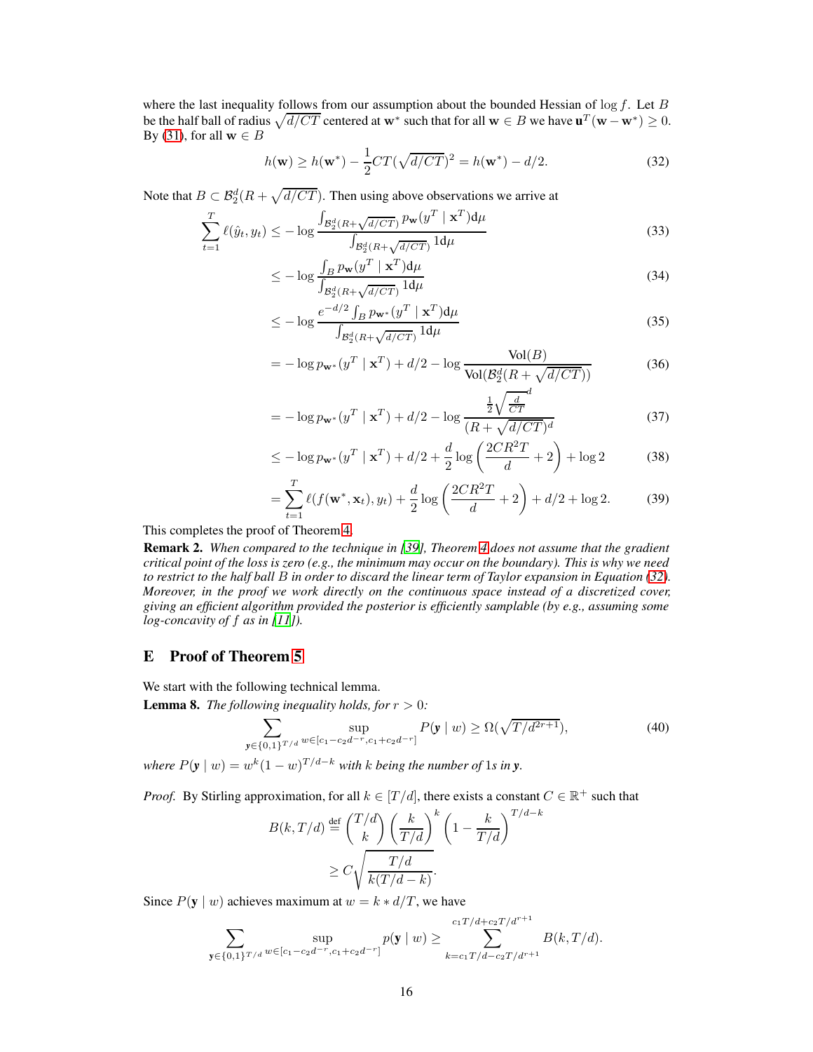where the last inequality follows from our assumption about the bounded Hessian of $\log f$. Let $B$ be the half ball of radius $\sqrt{d/CT}$ centered at $\mathbf{w}^*$ such that for all $\mathbf{w} \in B$ we have $\mathbf{u}^T(\mathbf{w} - \mathbf{w}^*) \geq 0$. By (31), for all $\mathbf{w} \in B$

$$h(\mathbf{w}) \geq h(\mathbf{w}^*) - \frac{1}{2}CT(\sqrt{d/CT})^2 = h(\mathbf{w}^*) - d/2. \tag{32}$$

Note that $B \subset \mathcal{B}_2^d(R + \sqrt{d/CT})$. Then using above observations we arrive at

$$\sum_{t=1}^{T} \ell(\hat{y}_t, y_t) \leq -\log \frac{\int_{\mathcal{B}_2^d(R+\sqrt{d/CT})} p_{\mathbf{w}}(y^T \mid \mathbf{x}^T) \mathrm{d}\mu}{\int_{\mathcal{B}_2^d(R+\sqrt{d/CT})} 1 \mathrm{d}\mu} \tag{33}$$

$$\leq -\log \frac{\int_{B} p_{\mathbf{w}}(y^T \mid \mathbf{x}^T) \mathrm{d}\mu}{\int_{\mathcal{B}_2^d(R+\sqrt{d/CT})} 1 \mathrm{d}\mu} \tag{34}$$

$$\leq -\log \frac{e^{-d/2}\int_{B} p_{\mathbf{w}^*}(y^T \mid \mathbf{x}^T) \mathrm{d}\mu}{\int_{\mathcal{B}_2^d(R+\sqrt{d/CT})} 1 \mathrm{d}\mu} \tag{35}$$

$$= -\log p_{\mathbf{w}^*}(y^T \mid \mathbf{x}^T) + d/2 - \log \frac{\mathrm{Vol}(B)}{\mathrm{Vol}(\mathcal{B}_2^d(R + \sqrt{d/CT}))} \tag{36}$$

$$= -\log p_{\mathbf{w}^*}(y^T \mid \mathbf{x}^T) + d/2 - \log \frac{\frac{1}{2}\sqrt{\frac{d}{CT}}^d}{(R + \sqrt{d/CT})^d} \tag{37}$$

$$\leq -\log p_{\mathbf{w}^*}(y^T \mid \mathbf{x}^T) + d/2 + \frac{d}{2}\log\left(\frac{2CR^2T}{d} + 2\right) + \log 2 \tag{38}$$

$$= \sum_{t=1}^{T} \ell(f(\mathbf{w}^*, \mathbf{x}_t), y_t) + \frac{d}{2}\log\left(\frac{2CR^2T}{d} + 2\right) + d/2 + \log 2. \tag{39}$$

This completes the proof of Theorem 4.

**Remark 2.** *When compared to the technique in [39], Theorem 4 does not assume that the gradient critical point of the loss is zero (e.g., the minimum may occur on the boundary). This is why we need to restrict to the half ball $B$ in order to discard the linear term of Taylor expansion in Equation (32). Moreover, in the proof we work directly on the continuous space instead of a discretized cover, giving an efficient algorithm provided the posterior is efficiently samplable (by e.g., assuming some log-concavity of $f$ as in [11]).*

## E Proof of Theorem 5

We start with the following technical lemma.

**Lemma 8.** *The following inequality holds, for $r > 0$:*

$$\sum_{\mathbf{y}\in\{0,1\}^{T/d}} \sup_{w\in[c_1 - c_2 d^{-r}, c_1 + c_2 d^{-r}]} P(\mathbf{y} \mid w) \geq \Omega(\sqrt{T/d^{2r+1}}), \tag{40}$$

*where $P(\mathbf{y} \mid w) = w^k(1-w)^{T/d-k}$ with $k$ being the number of 1s in $\mathbf{y}$.*

*Proof.* By Stirling approximation, for all $k \in [T/d]$, there exists a constant $C \in \mathbb{R}^+$ such that

$$B(k, T/d) \overset{\text{def}}{=} \binom{T/d}{k}\left(\frac{k}{T/d}\right)^k\left(1 - \frac{k}{T/d}\right)^{T/d-k}$$
$$\geq C\sqrt{\frac{T/d}{k(T/d-k)}}.$$

Since $P(\mathbf{y} \mid w)$ achieves maximum at $w = k * d/T$, we have

$$\sum_{\mathbf{y}\in\{0,1\}^{T/d}} \sup_{w\in[c_1 - c_2 d^{-r}, c_1 + c_2 d^{-r}]} p(\mathbf{y} \mid w) \geq \sum_{k=c_1 T/d - c_2 T/d^{r+1}}^{c_1 T/d + c_2 T/d^{r+1}} B(k, T/d).$$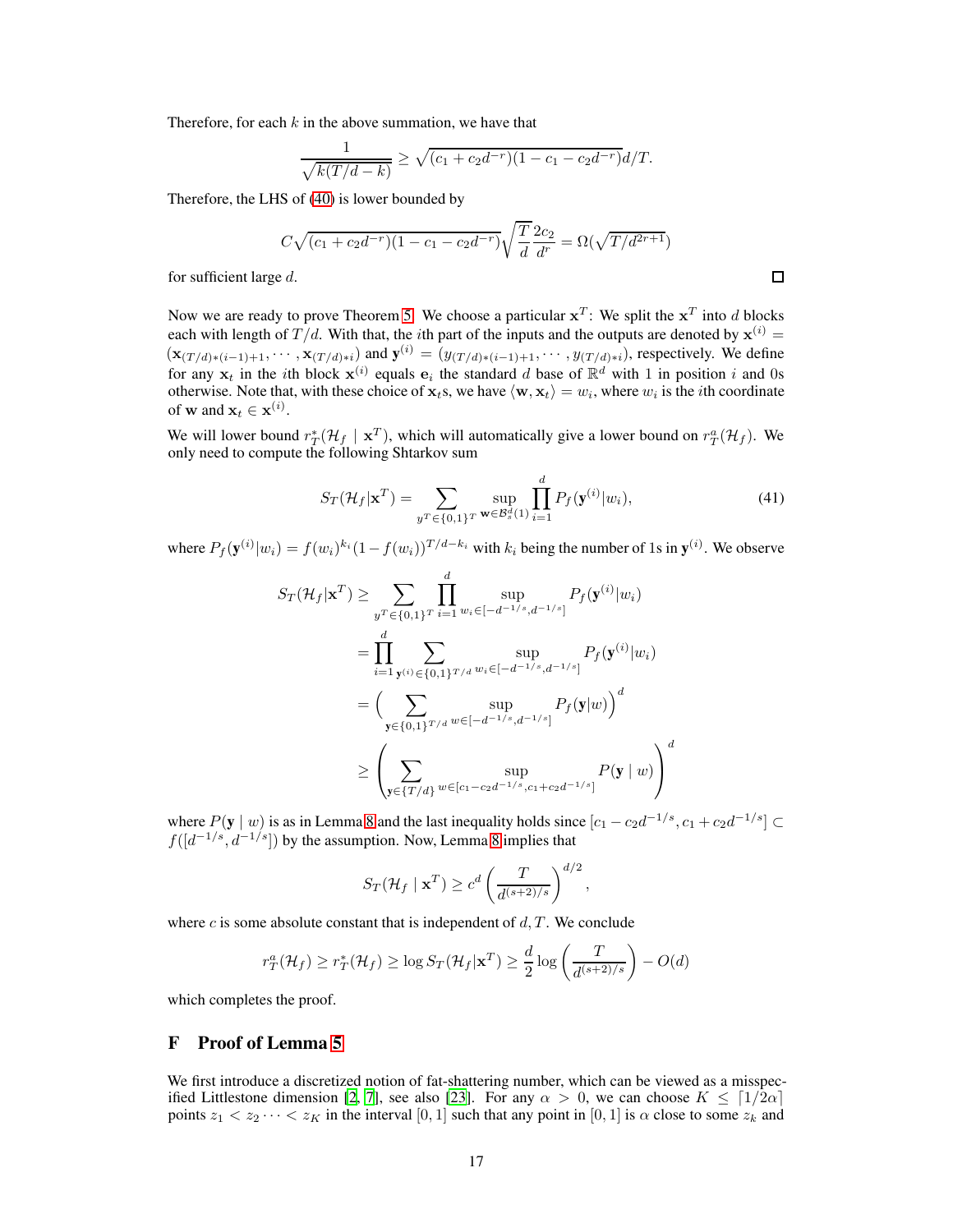Therefore, for each $k$ in the above summation, we have that

$$\frac{1}{\sqrt{k(T/d-k)}} \geq \sqrt{(c_1+c_2d^{-r})(1-c_1-c_2d^{-r})}d/T.$$

Therefore, the LHS of (40) is lower bounded by

$$C\sqrt{(c_1+c_2d^{-r})(1-c_1-c_2d^{-r})}\sqrt{\frac{T}{d}}\frac{2c_2}{d^r} = \Omega(\sqrt{T/d^{2r+1}})$$

for sufficient large $d$. □

Now we are ready to prove Theorem 5. We choose a particular $\mathbf{x}^T$: We split the $\mathbf{x}^T$ into $d$ blocks each with length of $T/d$. With that, the $i$th part of the inputs and the outputs are denoted by $\mathbf{x}^{(i)} = (\mathbf{x}_{(T/d)*(i-1)+1}, \cdots, \mathbf{x}_{(T/d)*i})$ and $\mathbf{y}^{(i)} = (y_{(T/d)*(i-1)+1}, \cdots, y_{(T/d)*i})$, respectively. We define for any $\mathbf{x}_t$ in the $i$th block $\mathbf{x}^{(i)}$ equals $\mathbf{e}_i$ the standard $d$ base of $\mathbb{R}^d$ with 1 in position $i$ and 0s otherwise. Note that, with these choice of $\mathbf{x}_t$s, we have $\langle \mathbf{w}, \mathbf{x}_t \rangle = w_i$, where $w_i$ is the $i$th coordinate of $\mathbf{w}$ and $\mathbf{x}_t \in \mathbf{x}^{(i)}$.

We will lower bound $r_T^*(\mathcal{H}_f \mid \mathbf{x}^T)$, which will automatically give a lower bound on $r_T^a(\mathcal{H}_f)$. We only need to compute the following Shtarkov sum

$$S_T(\mathcal{H}_f|\mathbf{x}^T) = \sum_{y^T\in\{0,1\}^T} \sup_{\mathbf{w}\in\mathcal{B}_s^d(1)} \prod_{i=1}^d P_f(\mathbf{y}^{(i)}|w_i), \tag{41}$$

where $P_f(\mathbf{y}^{(i)}|w_i) = f(w_i)^{k_i}(1-f(w_i))^{T/d-k_i}$ with $k_i$ being the number of 1s in $\mathbf{y}^{(i)}$. We observe

$$\begin{aligned}
S_T(\mathcal{H}_f|\mathbf{x}^T) &\geq \sum_{y^T\in\{0,1\}^T} \prod_{i=1}^d \sup_{w_i\in[-d^{-1/s}, d^{-1/s}]} P_f(\mathbf{y}^{(i)}|w_i) \\
&= \prod_{i=1}^d \sum_{\mathbf{y}^{(i)}\in\{0,1\}^{T/d}} \sup_{w_i\in[-d^{-1/s}, d^{-1/s}]} P_f(\mathbf{y}^{(i)}|w_i) \\
&= \Big(\sum_{\mathbf{y}\in\{0,1\}^{T/d}} \sup_{w\in[-d^{-1/s}, d^{-1/s}]} P_f(\mathbf{y}|w)\Big)^d \\
&\geq \left(\sum_{\mathbf{y}\in\{T/d\}} \sup_{w\in[c_1-c_2d^{-1/s}, c_1+c_2d^{-1/s}]} P(\mathbf{y}\mid w)\right)^d
\end{aligned}$$

where $P(\mathbf{y} \mid w)$ is as in Lemma 8 and the last inequality holds since $[c_1 - c_2d^{-1/s}, c_1 + c_2d^{-1/s}] \subset f([d^{-1/s}, d^{-1/s}])$ by the assumption. Now, Lemma 8 implies that

$$S_T(\mathcal{H}_f \mid \mathbf{x}^T) \geq c^d \left(\frac{T}{d^{(s+2)/s}}\right)^{d/2},$$

where $c$ is some absolute constant that is independent of $d, T$. We conclude

$$r_T^a(\mathcal{H}_f) \geq r_T^*(\mathcal{H}_f) \geq \log S_T(\mathcal{H}_f|\mathbf{x}^T) \geq \frac{d}{2}\log\left(\frac{T}{d^{(s+2)/s}}\right) - O(d)$$

which completes the proof.

# F Proof of Lemma 5

We first introduce a discretized notion of fat-shattering number, which can be viewed as a misspecified Littlestone dimension [2, 7], see also [23]. For any $\alpha > 0$, we can choose $K \leq \lceil 1/2\alpha \rceil$ points $z_1 < z_2 \cdots < z_K$ in the interval $[0, 1]$ such that any point in $[0, 1]$ is $\alpha$ close to some $z_k$ and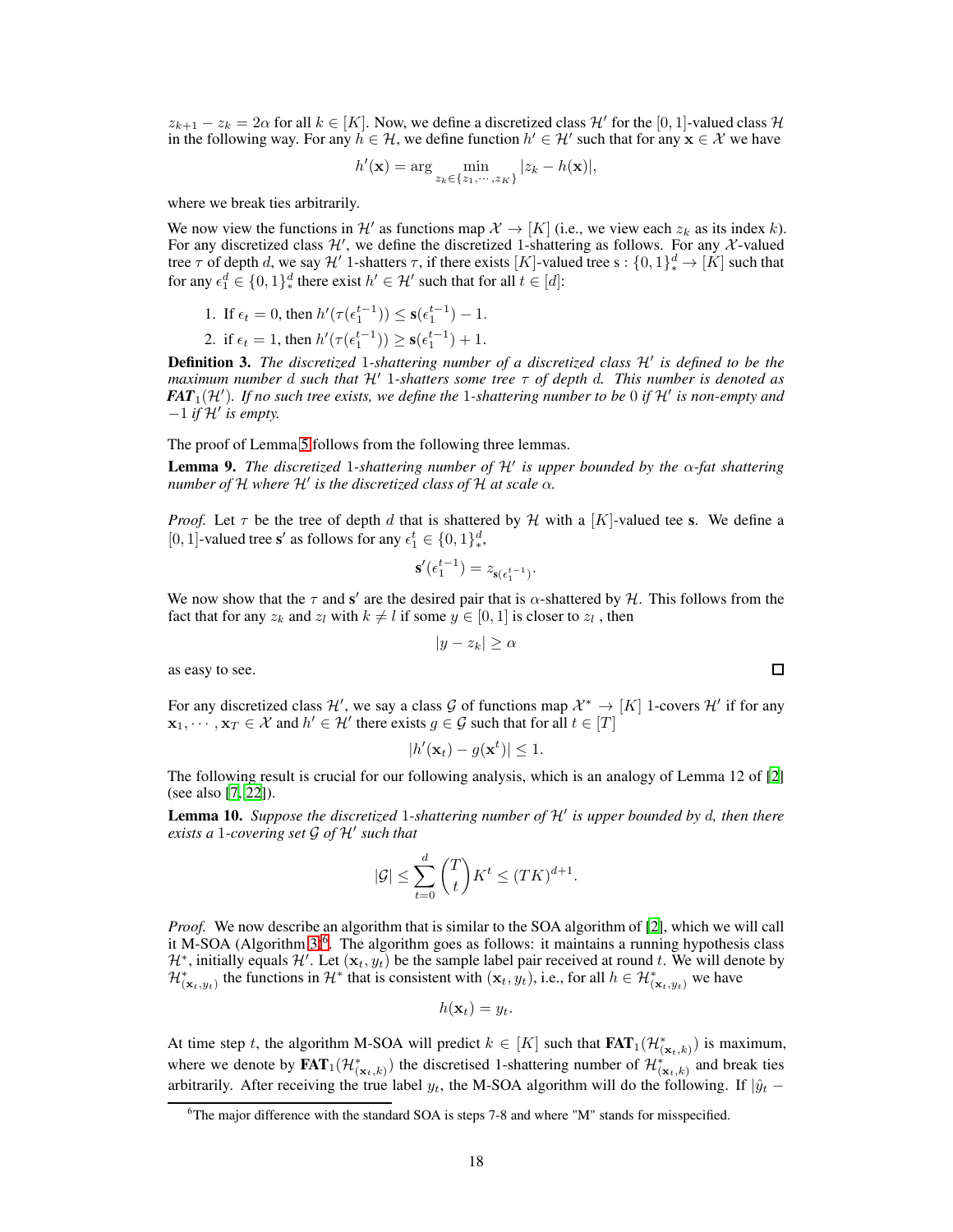$z_{k+1} - z_k = 2\alpha$ for all $k \in [K]$. Now, we define a discretized class $\mathcal{H}'$ for the $[0,1]$-valued class $\mathcal{H}$ in the following way. For any $h \in \mathcal{H}$, we define function $h' \in \mathcal{H}'$ such that for any $\mathbf{x} \in \mathcal{X}$ we have

$$h'(\mathbf{x}) = \arg\min_{z_k \in \{z_1, \cdots, z_K\}} |z_k - h(\mathbf{x})|,$$

where we break ties arbitrarily.

We now view the functions in $\mathcal{H}'$ as functions map $\mathcal{X} \to [K]$ (i.e., we view each $z_k$ as its index $k$). For any discretized class $\mathcal{H}'$, we define the discretized 1-shattering as follows. For any $\mathcal{X}$-valued tree $\tau$ of depth $d$, we say $\mathcal{H}'$ 1-shatters $\tau$, if there exists $[K]$-valued tree $\mathbf{s} : \{0,1\}_*^d \to [K]$ such that for any $\epsilon_1^d \in \{0,1\}_*^d$ there exist $h' \in \mathcal{H}'$ such that for all $t \in [d]$:

1. If $\epsilon_t = 0$, then $h'(\tau(\epsilon_1^{t-1})) \leq \mathbf{s}(\epsilon_1^{t-1}) - 1$.
2. if $\epsilon_t = 1$, then $h'(\tau(\epsilon_1^{t-1})) \geq \mathbf{s}(\epsilon_1^{t-1}) + 1$.

**Definition 3.** *The discretized 1-shattering number of a discretized class $\mathcal{H}'$ is defined to be the maximum number $d$ such that $\mathcal{H}'$ 1-shatters some tree $\tau$ of depth $d$. This number is denoted as $\mathbf{FAT}_1(\mathcal{H}')$. If no such tree exists, we define the 1-shattering number to be 0 if $\mathcal{H}'$ is non-empty and $-1$ if $\mathcal{H}'$ is empty.*

The proof of Lemma 5 follows from the following three lemmas.

**Lemma 9.** *The discretized 1-shattering number of $\mathcal{H}'$ is upper bounded by the $\alpha$-fat shattering number of $\mathcal{H}$ where $\mathcal{H}'$ is the discretized class of $\mathcal{H}$ at scale $\alpha$.*

*Proof.* Let $\tau$ be the tree of depth $d$ that is shattered by $\mathcal{H}$ with a $[K]$-valued tee $\mathbf{s}$. We define a $[0,1]$-valued tree $\mathbf{s}'$ as follows for any $\epsilon_1^t \in \{0,1\}_*^d$,

$$\mathbf{s}'(\epsilon_1^{t-1}) = z_{\mathbf{s}(\epsilon_1^{t-1})}.$$

We now show that the $\tau$ and $\mathbf{s}'$ are the desired pair that is $\alpha$-shattered by $\mathcal{H}$. This follows from the fact that for any $z_k$ and $z_l$ with $k \neq l$ if some $y \in [0,1]$ is closer to $z_l$ , then

$$|y - z_k| \geq \alpha$$

as easy to see. $\square$

For any discretized class $\mathcal{H}'$, we say a class $\mathcal{G}$ of functions map $\mathcal{X}^* \to [K]$ 1-covers $\mathcal{H}'$ if for any $\mathbf{x}_1, \cdots, \mathbf{x}_T \in \mathcal{X}$ and $h' \in \mathcal{H}'$ there exists $g \in \mathcal{G}$ such that for all $t \in [T]$

$$|h'(\mathbf{x}_t) - g(\mathbf{x}^t)| \leq 1.$$

The following result is crucial for our following analysis, which is an analogy of Lemma 12 of [2] (see also [7, 22]).

**Lemma 10.** *Suppose the discretized 1-shattering number of $\mathcal{H}'$ is upper bounded by $d$, then there exists a 1-covering set $\mathcal{G}$ of $\mathcal{H}'$ such that*

$$|\mathcal{G}| \leq \sum_{t=0}^{d} \binom{T}{t} K^t \leq (TK)^{d+1}.$$

*Proof.* We now describe an algorithm that is similar to the SOA algorithm of [2], which we will call it M-SOA (Algorithm 3)[6]. The algorithm goes as follows: it maintains a running hypothesis class $\mathcal{H}^*$, initially equals $\mathcal{H}'$. Let $(\mathbf{x}_t, y_t)$ be the sample label pair received at round $t$. We will denote by $\mathcal{H}^*_{(\mathbf{x}_t, y_t)}$ the functions in $\mathcal{H}^*$ that is consistent with $(\mathbf{x}_t, y_t)$, i.e., for all $h \in \mathcal{H}^*_{(\mathbf{x}_t, y_t)}$ we have

$$h(\mathbf{x}_t) = y_t.$$

At time step $t$, the algorithm M-SOA will predict $k \in [K]$ such that $\mathbf{FAT}_1(\mathcal{H}^*_{(\mathbf{x}_t, k)})$ is maximum, where we denote by $\mathbf{FAT}_1(\mathcal{H}^*_{(\mathbf{x}_t, k)})$ the discretised 1-shattering number of $\mathcal{H}^*_{(\mathbf{x}_t, k)}$ and break ties arbitrarily. After receiving the true label $y_t$, the M-SOA algorithm will do the following. If $|\hat{y}_t -$

[6] The major difference with the standard SOA is steps 7-8 and where "M" stands for misspecified.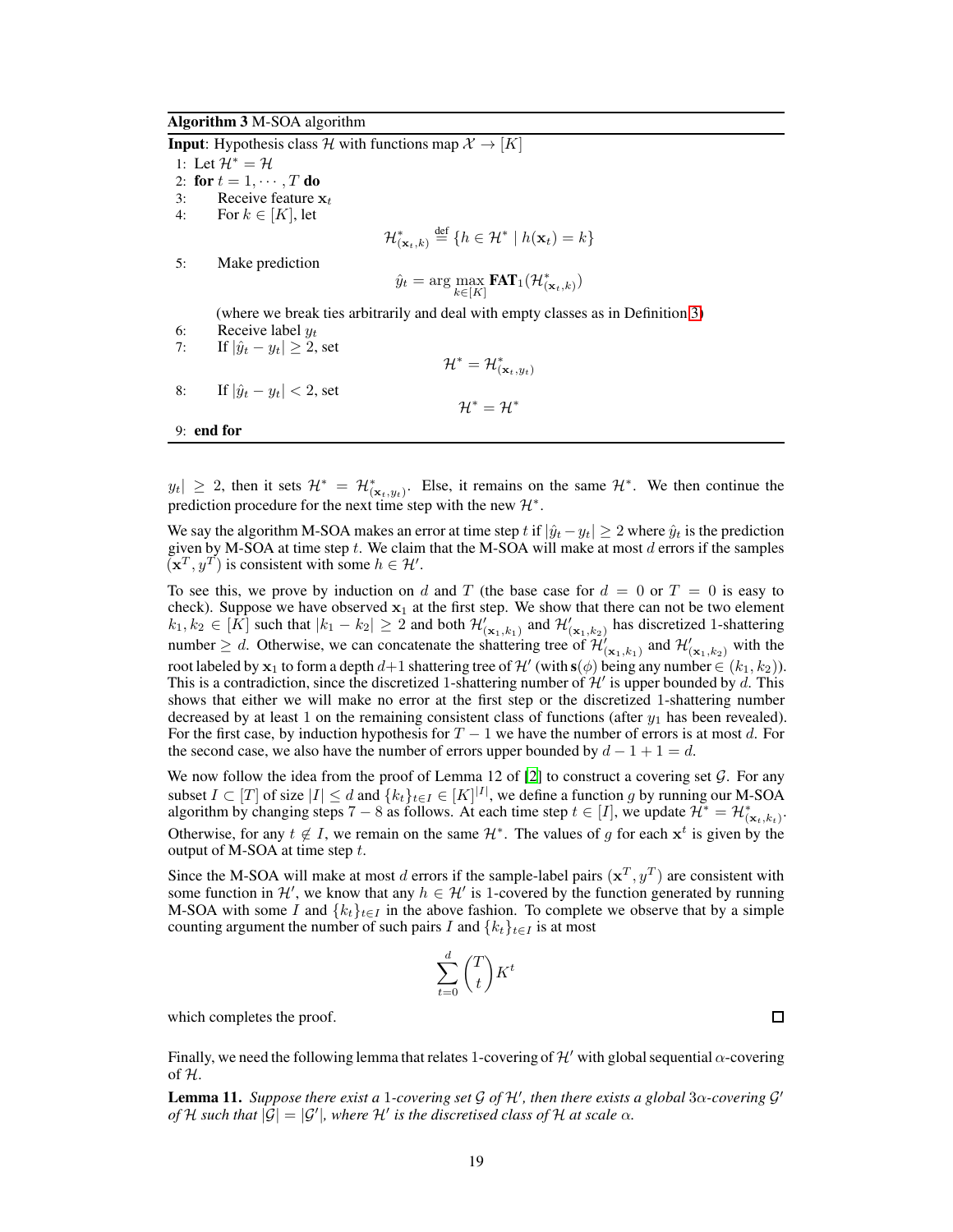**Algorithm 3** M-SOA algorithm

**Input**: Hypothesis class $\mathcal{H}$ with functions map $\mathcal{X} \to [K]$

1: Let $\mathcal{H}^* = \mathcal{H}$
2: **for** $t = 1, \cdots, T$ **do**
3: Receive feature $\mathbf{x}_t$
4: For $k \in [K]$, let
$$\mathcal{H}^*_{(\mathbf{x}_t,k)} \overset{\text{def}}{=} \{h \in \mathcal{H}^* \mid h(\mathbf{x}_t) = k\}$$
5: Make prediction
$$\hat{y}_t = \arg\max_{k \in [K]} \mathbf{FAT}_1(\mathcal{H}^*_{(\mathbf{x}_t,k)})$$
(where we break ties arbitrarily and deal with empty classes as in Definition 3)
6: Receive label $y_t$
7: If $|\hat{y}_t - y_t| \geq 2$, set
$$\mathcal{H}^* = \mathcal{H}^*_{(\mathbf{x}_t,y_t)}$$
8: If $|\hat{y}_t - y_t| < 2$, set
$$\mathcal{H}^* = \mathcal{H}^*$$
9: **end for**

$y_t| \geq 2$, then it sets $\mathcal{H}^* = \mathcal{H}^*_{(\mathbf{x}_t,y_t)}$. Else, it remains on the same $\mathcal{H}^*$. We then continue the prediction procedure for the next time step with the new $\mathcal{H}^*$.

We say the algorithm M-SOA makes an error at time step $t$ if $|\hat{y}_t - y_t| \geq 2$ where $\hat{y}_t$ is the prediction given by M-SOA at time step $t$. We claim that the M-SOA will make at most $d$ errors if the samples $(\mathbf{x}^T, y^T)$ is consistent with some $h \in \mathcal{H}'$.

To see this, we prove by induction on $d$ and $T$ (the base case for $d = 0$ or $T = 0$ is easy to check). Suppose we have observed $\mathbf{x}_1$ at the first step. We show that there can not be two element $k_1, k_2 \in [K]$ such that $|k_1 - k_2| \geq 2$ and both $\mathcal{H}'_{(\mathbf{x}_1,k_1)}$ and $\mathcal{H}'_{(\mathbf{x}_1,k_2)}$ has discretized 1-shattering number $\geq d$. Otherwise, we can concatenate the shattering tree of $\mathcal{H}'_{(\mathbf{x}_1,k_1)}$ and $\mathcal{H}'_{(\mathbf{x}_1,k_2)}$ with the root labeled by $\mathbf{x}_1$ to form a depth $d+1$ shattering tree of $\mathcal{H}'$ (with $\mathbf{s}(\phi)$ being any number $\in (k_1, k_2)$). This is a contradiction, since the discretized 1-shattering number of $\mathcal{H}'$ is upper bounded by $d$. This shows that either we will make no error at the first step or the discretized 1-shattering number decreased by at least 1 on the remaining consistent class of functions (after $y_1$ has been revealed). For the first case, by induction hypothesis for $T - 1$ we have the number of errors is at most $d$. For the second case, we also have the number of errors upper bounded by $d - 1 + 1 = d$.

We now follow the idea from the proof of Lemma 12 of [2] to construct a covering set $\mathcal{G}$. For any subset $I \subset [T]$ of size $|I| \leq d$ and $\{k_t\}_{t \in I} \in [K]^{|I|}$, we define a function $g$ by running our M-SOA algorithm by changing steps $7 - 8$ as follows. At each time step $t \in [I]$, we update $\mathcal{H}^* = \mathcal{H}^*_{(\mathbf{x}_t,k_t)}$. Otherwise, for any $t \notin I$, we remain on the same $\mathcal{H}^*$. The values of $g$ for each $\mathbf{x}^t$ is given by the output of M-SOA at time step $t$.

Since the M-SOA will make at most $d$ errors if the sample-label pairs $(\mathbf{x}^T, y^T)$ are consistent with some function in $\mathcal{H}'$, we know that any $h \in \mathcal{H}'$ is 1-covered by the function generated by running M-SOA with some $I$ and $\{k_t\}_{t \in I}$ in the above fashion. To complete we observe that by a simple counting argument the number of such pairs $I$ and $\{k_t\}_{t \in I}$ is at most

$$\sum_{t=0}^{d} \binom{T}{t} K^t$$

which completes the proof. $\square$

Finally, we need the following lemma that relates 1-covering of $\mathcal{H}'$ with global sequential $\alpha$-covering of $\mathcal{H}$.

**Lemma 11.** *Suppose there exist a* 1*-covering set* $\mathcal{G}$ *of* $\mathcal{H}'$*, then there exists a global* $3\alpha$*-covering* $\mathcal{G}'$ *of* $\mathcal{H}$ *such that* $|\mathcal{G}| = |\mathcal{G}'|$*, where* $\mathcal{H}'$ *is the discretised class of* $\mathcal{H}$ *at scale* $\alpha$*.*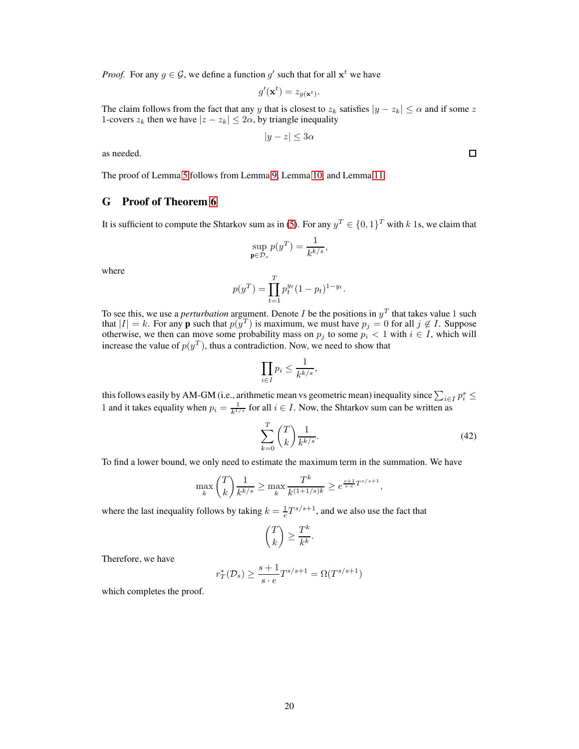*Proof.* For any $g \in \mathcal{G}$, we define a function $g'$ such that for all $\mathbf{x}^t$ we have

$$g'(\mathbf{x}^t) = z_{g(\mathbf{x}^t)}.$$

The claim follows from the fact that any $y$ that is closest to $z_k$ satisfies $|y - z_k| \leq \alpha$ and if some $z$ 1-covers $z_k$ then we have $|z - z_k| \leq 2\alpha$, by triangle inequality

$$|y - z| \leq 3\alpha$$

as needed. $\square$

The proof of Lemma 5 follows from Lemma 9, Lemma 10, and Lemma 11.

## G Proof of Theorem 6

It is sufficient to compute the Shtarkov sum as in (5). For any $y^T \in \{0,1\}^T$ with $k$ 1s, we claim that

$$\sup_{\mathbf{p} \in \mathcal{D}_s} p(y^T) = \frac{1}{k^{k/s}},$$

where

$$p(y^T) = \prod_{t=1}^{T} p_t^{y_t}(1 - p_t)^{1-y_t}.$$

To see this, we use a *perturbation* argument. Denote $I$ be the positions in $y^T$ that takes value 1 such that $|I| = k$. For any $\mathbf{p}$ such that $p(y^T)$ is maximum, we must have $p_j = 0$ for all $j \notin I$. Suppose otherwise, we then can move some probability mass on $p_j$ to some $p_i < 1$ with $i \in I$, which will increase the value of $p(y^T)$, thus a contradiction. Now, we need to show that

$$\prod_{i \in I} p_i \leq \frac{1}{k^{k/s}},$$

this follows easily by AM-GM (i.e., arithmetic mean vs geometric mean) inequality since $\sum_{i \in I} p_i^s \leq 1$ and it takes equality when $p_i = \frac{1}{k^{1/s}}$ for all $i \in I$. Now, the Shtarkov sum can be written as

$$\sum_{k=0}^{T} \binom{T}{k} \frac{1}{k^{k/s}}. \tag{42}$$

To find a lower bound, we only need to estimate the maximum term in the summation. We have

$$\max_k \binom{T}{k} \frac{1}{k^{k/s}} \geq \max_k \frac{T^k}{k^{(1+1/s)k}} \geq e^{\frac{s+1}{s \cdot e} T^{s/s+1}},$$

where the last inequality follows by taking $k = \frac{1}{e} T^{s/s+1}$, and we also use the fact that

$$\binom{T}{k} \geq \frac{T^k}{k^k}.$$

Therefore, we have

$$r_T^*(\mathcal{D}_s) \geq \frac{s+1}{s \cdot e} T^{s/s+1} = \Omega(T^{s/s+1})$$

which completes the proof.